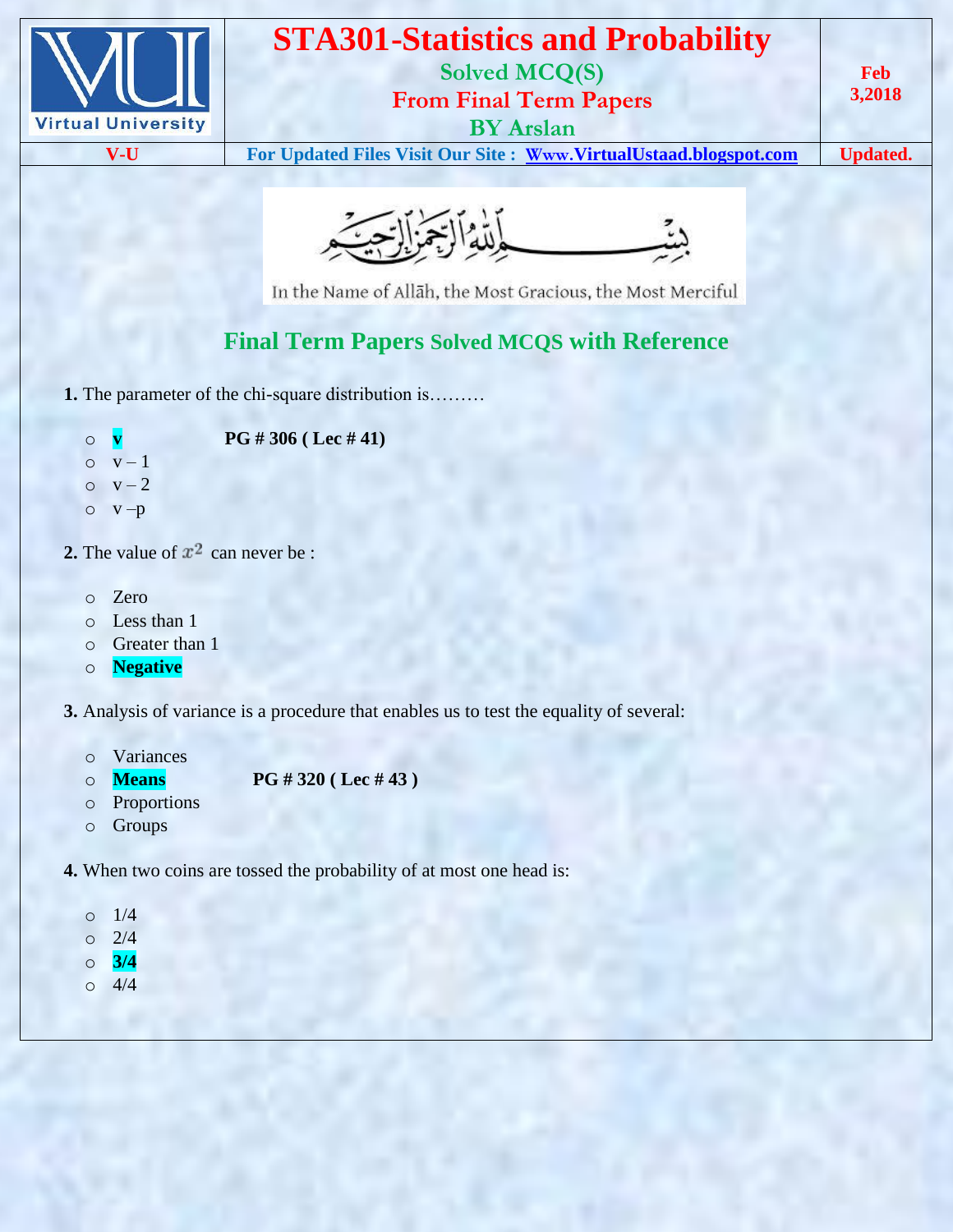# STA301-Statistics and Probability

**Solved MCQ(S)**
**From Final Term Papers**
**BY Arslan**

**Feb 3,2018**

**V-U** | **For Updated Files Visit Our Site : Www.VirtualUstaad.blogspot.com** | **Updated.**

بِسْمِ اللَّهِ الرَّحْمَٰنِ الرَّحِيمِ

In the Name of Allāh, the Most Gracious, the Most Merciful

## Final Term Papers Solved MCQS with Reference

**1.** The parameter of the chi-square distribution is………

- **v** **PG # 306 ( Lec # 41)**
- v – 1
- v – 2
- v –p

**2.** The value of $x^2$ can never be :

- Zero
- Less than 1
- Greater than 1
- **Negative**

**3.** Analysis of variance is a procedure that enables us to test the equality of several:

- Variances
- **Means** **PG # 320 ( Lec # 43 )**
- Proportions
- Groups

**4.** When two coins are tossed the probability of at most one head is:

- 1/4
- 2/4
- **3/4**
- 4/4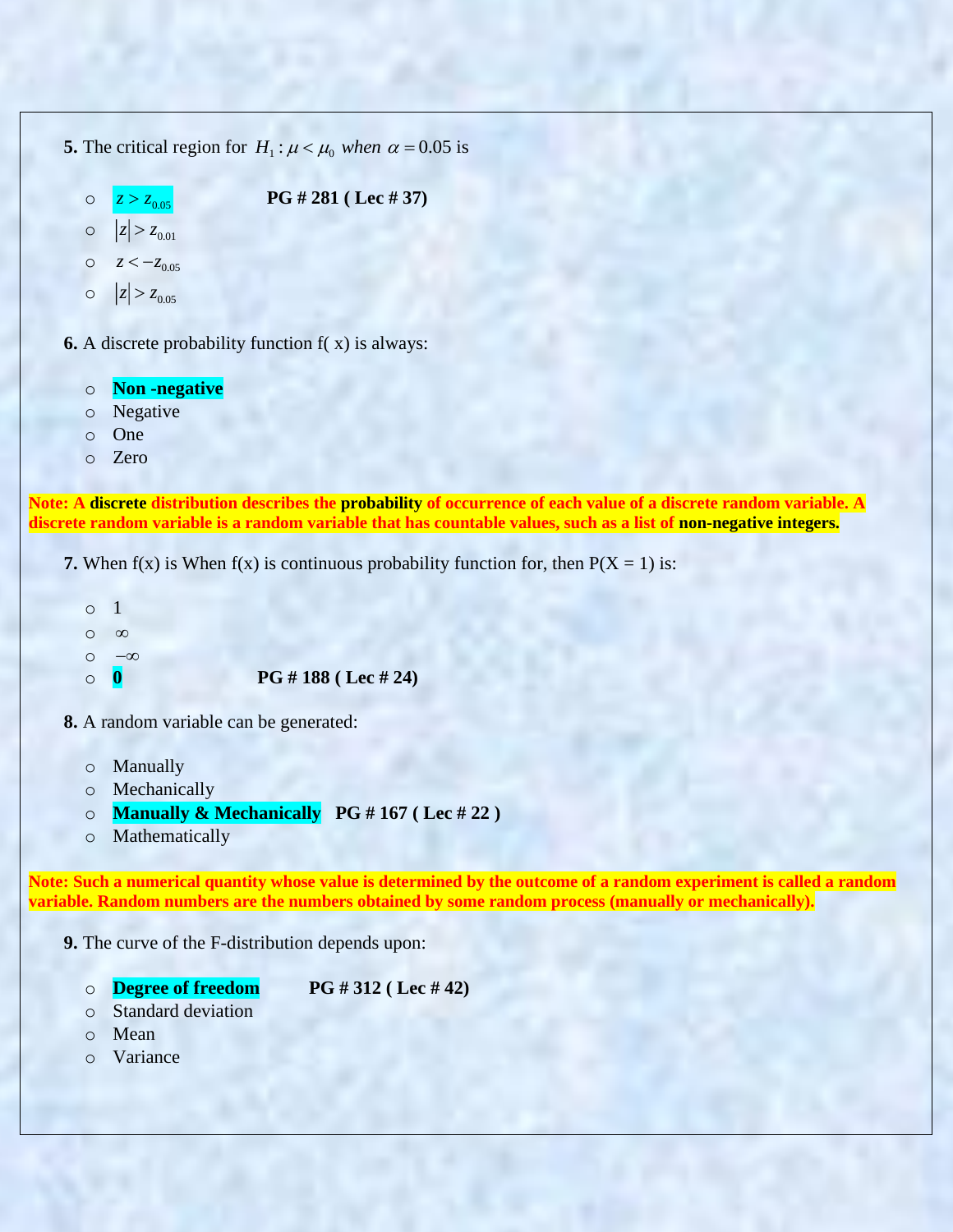**5.** The critical region for $H_1 : \mu < \mu_0$ *when* $\alpha = 0.05$ is

- $z > z_{0.05}$ **PG # 281 ( Lec # 37)**
- $|z| > z_{0.01}$
- $z < -z_{0.05}$
- $|z| > z_{0.05}$

**6.** A discrete probability function f( x) is always:

- **Non -negative**
- Negative
- One
- Zero

**Note: A discrete distribution describes the probability of occurrence of each value of a discrete random variable. A discrete random variable is a random variable that has countable values, such as a list of non-negative integers.**

**7.** When f(x) is When f(x) is continuous probability function for, then P(X = 1) is:

- 1
- $\infty$
- $-\infty$
- **0** **PG # 188 ( Lec # 24)**

**8.** A random variable can be generated:

- Manually
- Mechanically
- **Manually & Mechanically** **PG # 167 ( Lec # 22 )**
- Mathematically

**Note: Such a numerical quantity whose value is determined by the outcome of a random experiment is called a random variable. Random numbers are the numbers obtained by some random process (manually or mechanically).**

**9.** The curve of the F-distribution depends upon:

- **Degree of freedom** **PG # 312 ( Lec # 42)**
- Standard deviation
- Mean
- Variance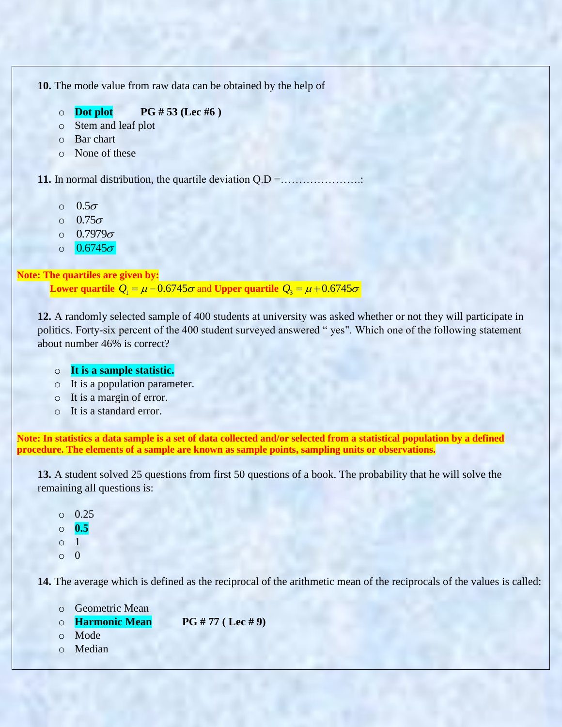**10.** The mode value from raw data can be obtained by the help of

- **Dot plot** **PG # 53 (Lec #6 )**
- Stem and leaf plot
- Bar chart
- None of these

**11.** In normal distribution, the quartile deviation Q.D =………………….:

- $0.5\sigma$
- $0.75\sigma$
- $0.7979\sigma$
- $0.6745\sigma$

**Note: The quartiles are given by:**

**Lower quartile** $Q_1 = \mu - 0.6745\sigma$ and **Upper quartile** $Q_3 = \mu + 0.6745\sigma$

**12.** A randomly selected sample of 400 students at university was asked whether or not they will participate in politics. Forty-six percent of the 400 student surveyed answered " yes". Which one of the following statement about number 46% is correct?

- **It is a sample statistic.**
- It is a population parameter.
- It is a margin of error.
- It is a standard error.

**Note: In statistics a data sample is a set of data collected and/or selected from a statistical population by a defined procedure. The elements of a sample are known as sample points, sampling units or observations.**

**13.** A student solved 25 questions from first 50 questions of a book. The probability that he will solve the remaining all questions is:

- 0.25
- **0.5**
- 1
- 0

**14.** The average which is defined as the reciprocal of the arithmetic mean of the reciprocals of the values is called:

- Geometric Mean
- **Harmonic Mean** **PG # 77 ( Lec # 9)**
- Mode
- Median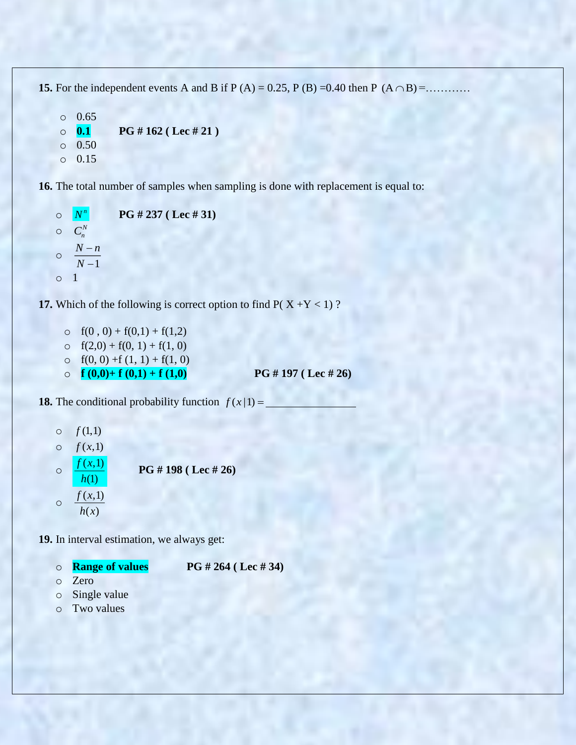**15.** For the independent events A and B if P (A) = 0.25, P (B) =0.40 then P $(A \cap B)$ =…………

- 0.65
- **0.1** **PG # 162 ( Lec # 21 )**
- 0.50
- 0.15

**16.** The total number of samples when sampling is done with replacement is equal to:

- $N^n$ **PG # 237 ( Lec # 31)**
- $C_n^N$
- $\frac{N-n}{N-1}$
- 1

**17.** Which of the following is correct option to find P( X +Y < 1) ?

- f(0 , 0) + f(0,1) + f(1,2)
- f(2,0) + f(0, 1) + f(1, 0)
- f(0, 0) +f (1, 1) + f(1, 0)
- **f (0,0)+ f (0,1) + f (1,0)** **PG # 197 ( Lec # 26)**

**18.** The conditional probability function $f(x|1) =$ ________________

- $f(1,1)$
- $f(x,1)$
- $\frac{f(x,1)}{h(1)}$ **PG # 198 ( Lec # 26)**
- $\frac{f(x,1)}{h(x)}$

**19.** In interval estimation, we always get:

- **Range of values** **PG # 264 ( Lec # 34)**
- Zero
- Single value
- Two values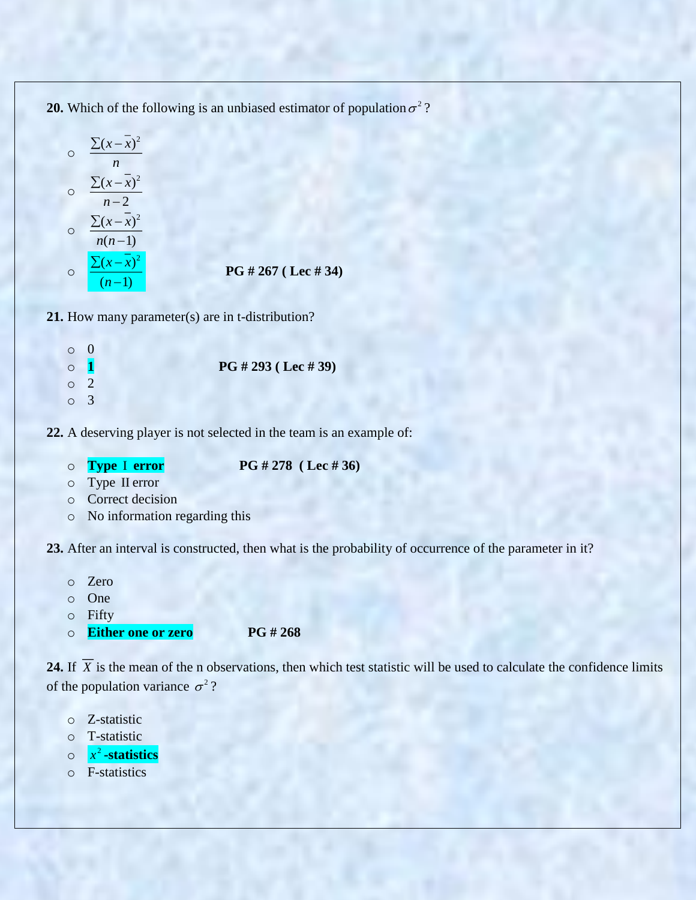**20.** Which of the following is an unbiased estimator of population $\sigma^2$?

- $\dfrac{\sum(x-\bar{x})^2}{n}$
- $\dfrac{\sum(x-\bar{x})^2}{n-2}$
- $\dfrac{\sum(x-\bar{x})^2}{n(n-1)}$
- $\dfrac{\sum(x-\bar{x})^2}{(n-1)}$ **PG # 267 ( Lec # 34)**

**21.** How many parameter(s) are in t-distribution?

- 0
- **1** **PG # 293 ( Lec # 39)**
- 2
- 3

**22.** A deserving player is not selected in the team is an example of:

- **Type I error** **PG # 278 ( Lec # 36)**
- Type II error
- Correct decision
- No information regarding this

**23.** After an interval is constructed, then what is the probability of occurrence of the parameter in it?

- Zero
- One
- Fifty
- **Either one or zero** **PG # 268**

**24.** If $\overline{X}$ is the mean of the n observations, then which test statistic will be used to calculate the confidence limits of the population variance $\sigma^2$?

- Z-statistic
- T-statistic
- **$x^2$-statistics**
- F-statistics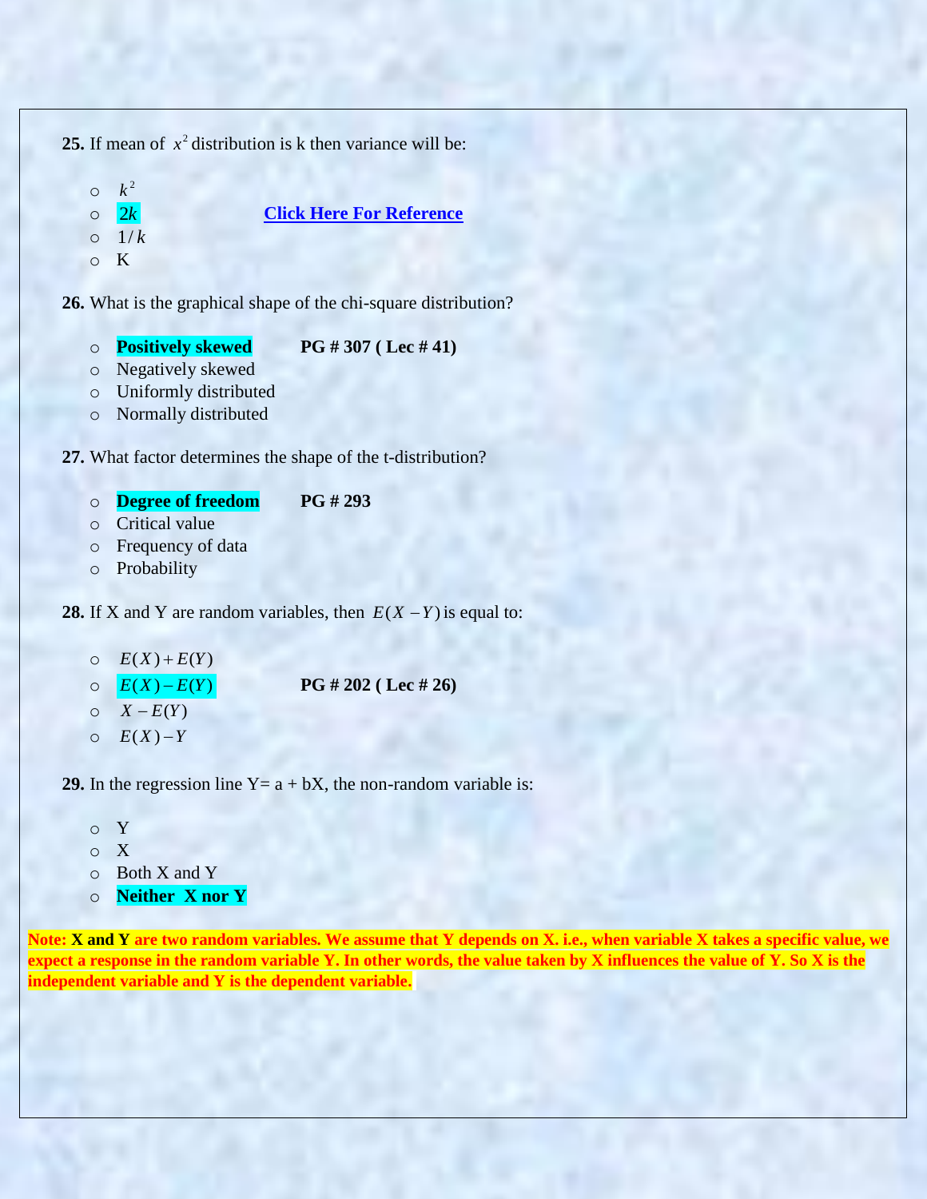**25.** If mean of $x^2$ distribution is k then variance will be:

- $k^2$
- $2k$ **Click Here For Reference**
- $1/k$
- K

**26.** What is the graphical shape of the chi-square distribution?

- **Positively skewed** **PG # 307 ( Lec # 41)**
- Negatively skewed
- Uniformly distributed
- Normally distributed

**27.** What factor determines the shape of the t-distribution?

- **Degree of freedom** **PG # 293**
- Critical value
- Frequency of data
- Probability

**28.** If X and Y are random variables, then $E(X-Y)$ is equal to:

- $E(X)+E(Y)$
- $E(X)-E(Y)$ **PG # 202 ( Lec # 26)**
- $X-E(Y)$
- $E(X)-Y$

**29.** In the regression line Y= a + bX, the non-random variable is:

- Y
- X
- Both X and Y
- **Neither X nor Y**

**Note: X and Y are two random variables. We assume that Y depends on X. i.e., when variable X takes a specific value, we expect a response in the random variable Y. In other words, the value taken by X influences the value of Y. So X is the independent variable and Y is the dependent variable.**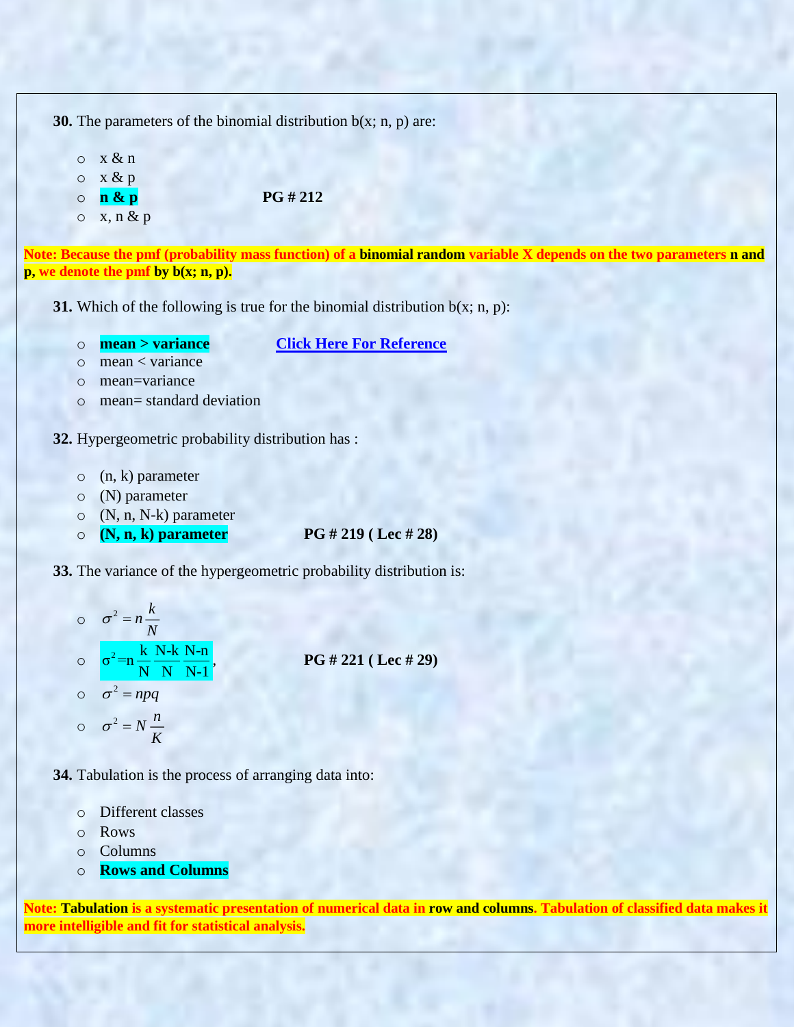**30.** The parameters of the binomial distribution b(x; n, p) are:

- x & n
- x & p
- **n & p** **PG # 212**
- x, n & p

**Note: Because the pmf (probability mass function) of a binomial random variable X depends on the two parameters n and p, we denote the pmf by b(x; n, p).**

**31.** Which of the following is true for the binomial distribution b(x; n, p):

- **mean > variance** **Click Here For Reference**
- mean < variance
- mean=variance
- mean= standard deviation

**32.** Hypergeometric probability distribution has :

- (n, k) parameter
- (N) parameter
- (N, n, N-k) parameter
- **(N, n, k) parameter** **PG # 219 ( Lec # 28)**

**33.** The variance of the hypergeometric probability distribution is:

- $\sigma^2 = n\dfrac{k}{N}$
- $\sigma^2 = n\dfrac{k}{N}\dfrac{N-k}{N}\dfrac{N-n}{N-1}$, **PG # 221 ( Lec # 29)**
- $\sigma^2 = npq$
- $\sigma^2 = N\dfrac{n}{K}$

**34.** Tabulation is the process of arranging data into:

- Different classes
- Rows
- Columns
- **Rows and Columns**

**Note: Tabulation is a systematic presentation of numerical data in row and columns. Tabulation of classified data makes it more intelligible and fit for statistical analysis.**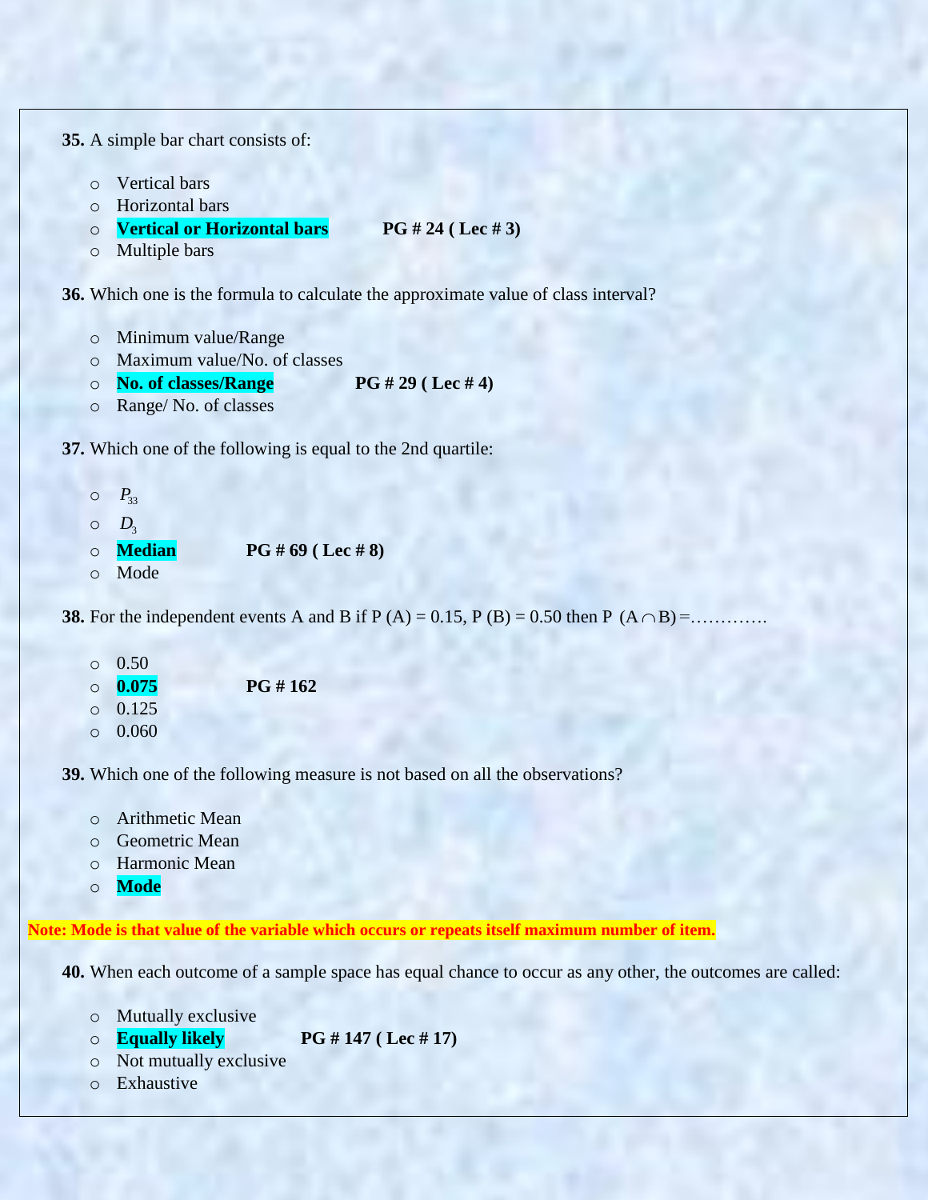**35.** A simple bar chart consists of:

- Vertical bars
- Horizontal bars
- **Vertical or Horizontal bars** **PG # 24 ( Lec # 3)**
- Multiple bars

**36.** Which one is the formula to calculate the approximate value of class interval?

- Minimum value/Range
- Maximum value/No. of classes
- **No. of classes/Range** **PG # 29 ( Lec # 4)**
- Range/ No. of classes

**37.** Which one of the following is equal to the 2nd quartile:

- $P_{33}$
- $D_3$
- **Median** **PG # 69 ( Lec # 8)**
- Mode

**38.** For the independent events A and B if P (A) = 0.15, P (B) = 0.50 then P $(A \cap B)$ =…………

- 0.50
- **0.075** **PG # 162**
- 0.125
- 0.060

**39.** Which one of the following measure is not based on all the observations?

- Arithmetic Mean
- Geometric Mean
- Harmonic Mean
- **Mode**

**Note: Mode is that value of the variable which occurs or repeats itself maximum number of item.**

**40.** When each outcome of a sample space has equal chance to occur as any other, the outcomes are called:

- Mutually exclusive
- **Equally likely** **PG # 147 ( Lec # 17)**
- Not mutually exclusive
- Exhaustive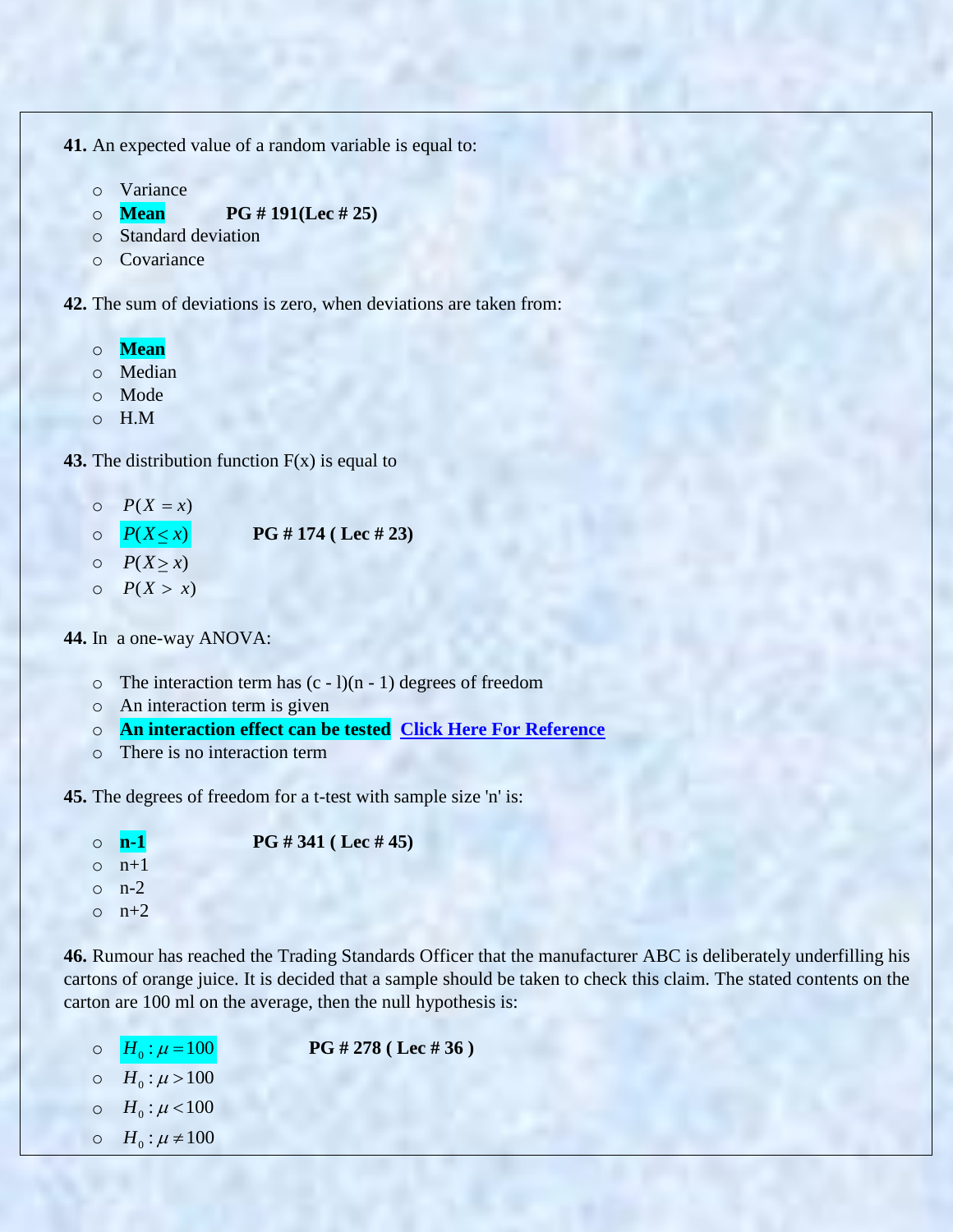**41.** An expected value of a random variable is equal to:

- Variance
- **Mean** **PG # 191(Lec # 25)**
- Standard deviation
- Covariance

**42.** The sum of deviations is zero, when deviations are taken from:

- **Mean**
- Median
- Mode
- H.M

**43.** The distribution function F(x) is equal to

- $P(X = x)$
- $P(X \leq x)$ **PG # 174 ( Lec # 23)**
- $P(X \geq x)$
- $P(X > x)$

**44.** In a one-way ANOVA:

- The interaction term has (c - l)(n - 1) degrees of freedom
- An interaction term is given
- **An interaction effect can be tested** **Click Here For Reference**
- There is no interaction term

**45.** The degrees of freedom for a t-test with sample size 'n' is:

- **n-1** **PG # 341 ( Lec # 45)**
- n+1
- n-2
- n+2

**46.** Rumour has reached the Trading Standards Officer that the manufacturer ABC is deliberately underfilling his cartons of orange juice. It is decided that a sample should be taken to check this claim. The stated contents on the carton are 100 ml on the average, then the null hypothesis is:

- $H_0 : \mu = 100$ **PG # 278 ( Lec # 36 )**
- $H_0 : \mu > 100$
- $H_0 : \mu < 100$
- $H_0 : \mu \neq 100$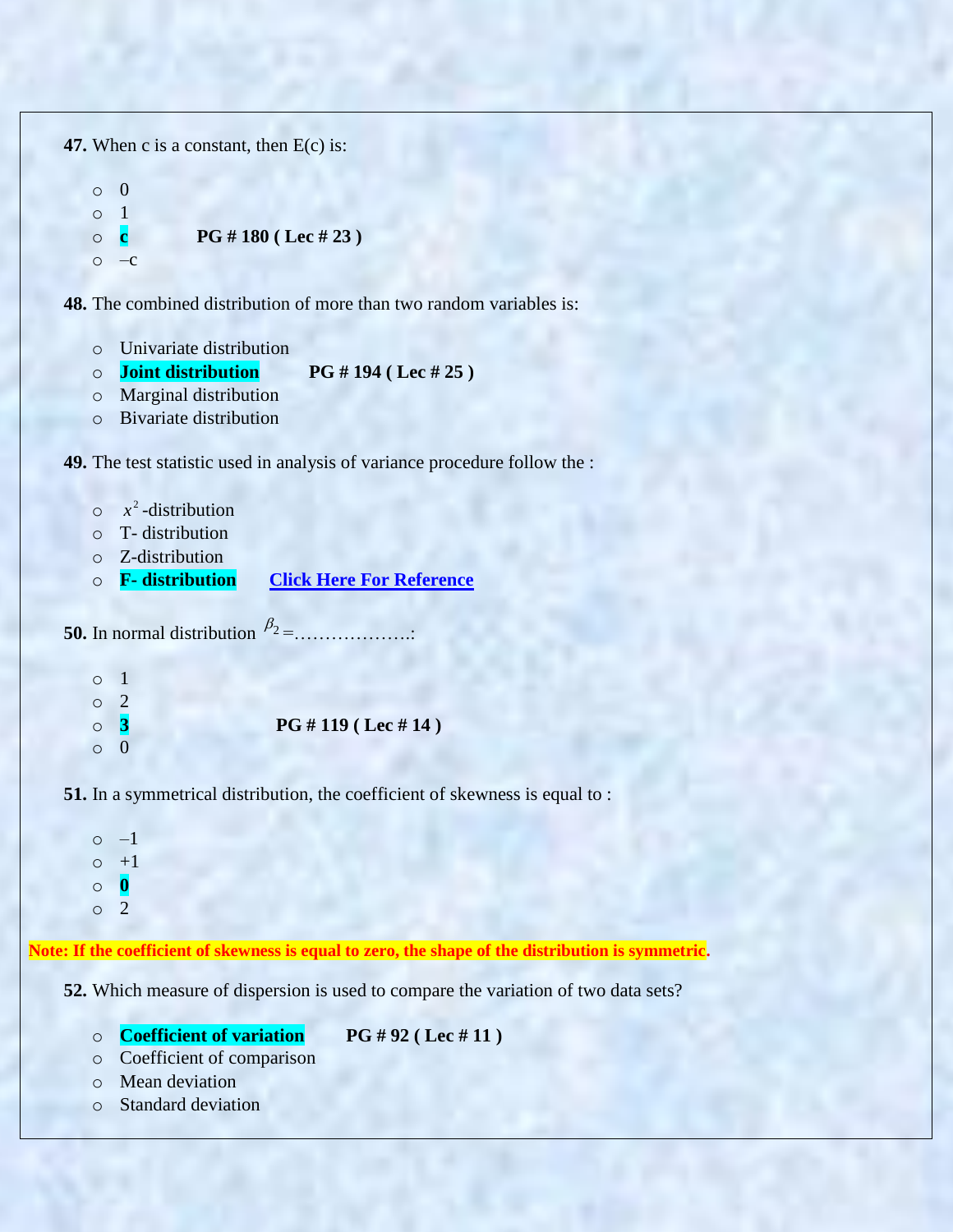**47.** When c is a constant, then E(c) is:

- 0
- 1
- **c** **PG # 180 ( Lec # 23 )**
- –c

**48.** The combined distribution of more than two random variables is:

- Univariate distribution
- **Joint distribution** **PG # 194 ( Lec # 25 )**
- Marginal distribution
- Bivariate distribution

**49.** The test statistic used in analysis of variance procedure follow the :

- $x^2$-distribution
- T- distribution
- Z-distribution
- **F- distribution** **Click Here For Reference**

**50.** In normal distribution $\beta_2 =$……………….:

- 1
- 2
- **3** **PG # 119 ( Lec # 14 )**
- 0

**51.** In a symmetrical distribution, the coefficient of skewness is equal to :

- –1
- +1
- **0**
- 2

**Note: If the coefficient of skewness is equal to zero, the shape of the distribution is symmetric.**

**52.** Which measure of dispersion is used to compare the variation of two data sets?

- **Coefficient of variation** **PG # 92 ( Lec # 11 )**
- Coefficient of comparison
- Mean deviation
- Standard deviation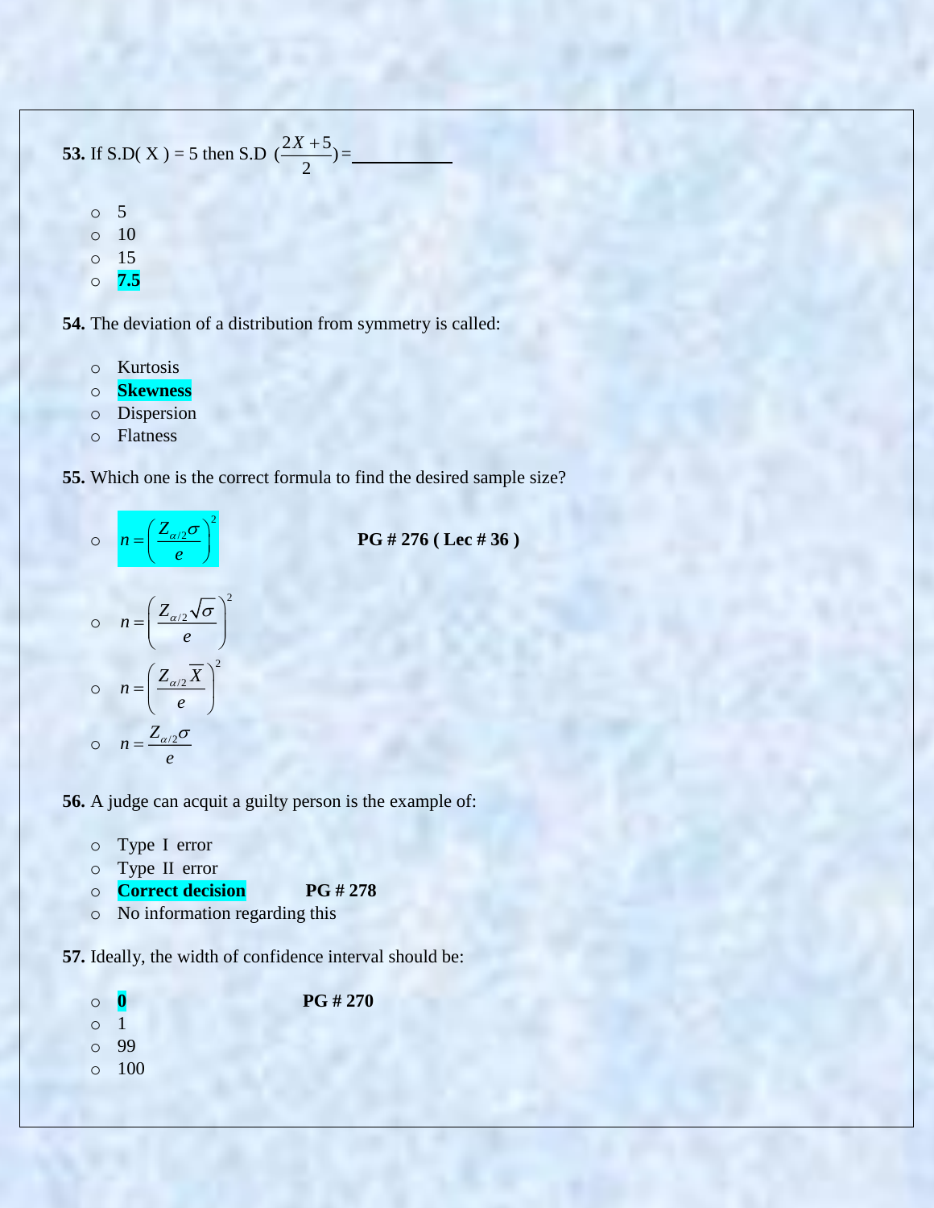**53.** If S.D( X ) = 5 then S.D $\left(\frac{2X+5}{2}\right)$ = ____________

- 5
- 10
- 15
- **7.5**

**54.** The deviation of a distribution from symmetry is called:

- Kurtosis
- **Skewness**
- Dispersion
- Flatness

**55.** Which one is the correct formula to find the desired sample size?

- $n = \left(\frac{Z_{\alpha/2}\sigma}{e}\right)^2$ **PG # 276 ( Lec # 36 )**
- $n = \left(\frac{Z_{\alpha/2}\sqrt{\sigma}}{e}\right)^2$
- $n = \left(\frac{Z_{\alpha/2}\overline{X}}{e}\right)^2$
- $n = \frac{Z_{\alpha/2}\sigma}{e}$

**56.** A judge can acquit a guilty person is the example of:

- Type I error
- Type II error
- **Correct decision** **PG # 278**
- No information regarding this

**57.** Ideally, the width of confidence interval should be:

- **0** **PG # 270**
- 1
- 99
- 100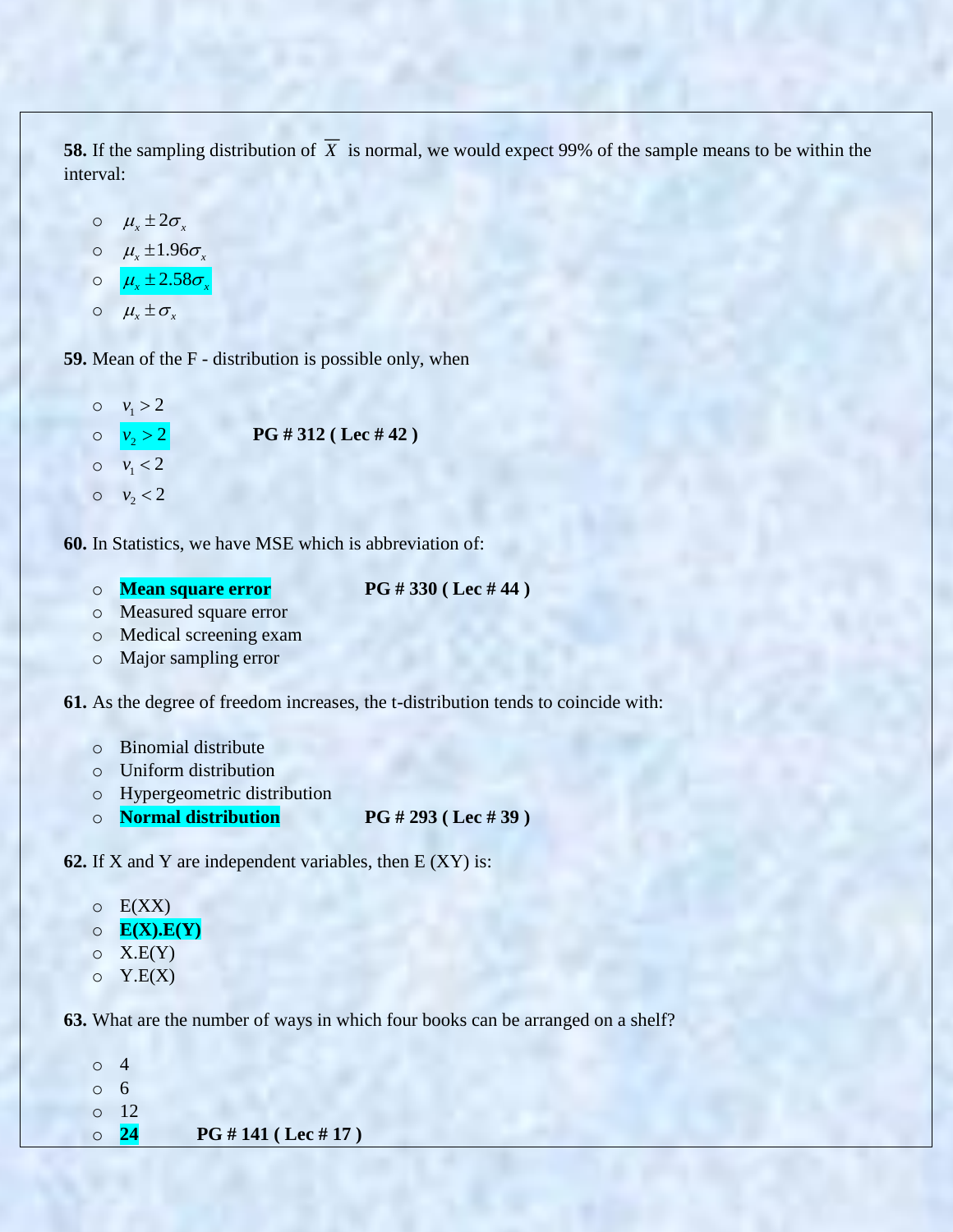**58.** If the sampling distribution of $\overline{X}$ is normal, we would expect 99% of the sample means to be within the interval:

- $\mu_x \pm 2\sigma_x$
- $\mu_x \pm 1.96\sigma_x$
- $\mu_x \pm 2.58\sigma_x$
- $\mu_x \pm \sigma_x$

**59.** Mean of the F - distribution is possible only, when

- $v_1 > 2$
- $v_2 > 2$ **PG # 312 ( Lec # 42 )**
- $v_1 < 2$
- $v_2 < 2$

**60.** In Statistics, we have MSE which is abbreviation of:

- **Mean square error** **PG # 330 ( Lec # 44 )**
- Measured square error
- Medical screening exam
- Major sampling error

**61.** As the degree of freedom increases, the t-distribution tends to coincide with:

- Binomial distribute
- Uniform distribution
- Hypergeometric distribution
- **Normal distribution** **PG # 293 ( Lec # 39 )**

**62.** If X and Y are independent variables, then E (XY) is:

- E(XX)
- **E(X).E(Y)**
- X.E(Y)
- Y.E(X)

**63.** What are the number of ways in which four books can be arranged on a shelf?

- 4
- 6
- 12
- **24** **PG # 141 ( Lec # 17 )**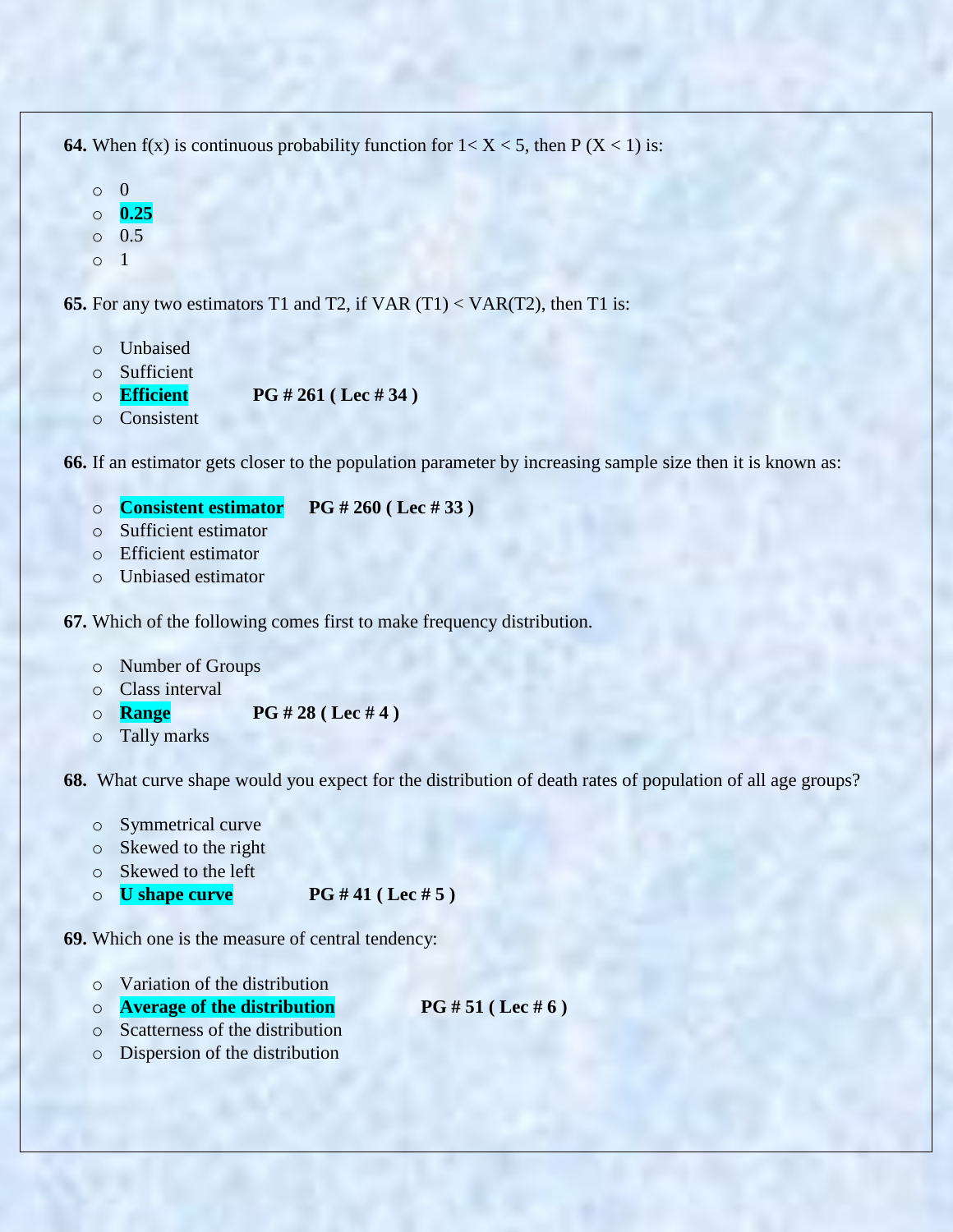**64.** When f(x) is continuous probability function for $1 < X < 5$, then $P(X < 1)$ is:

- 0
- **0.25**
- 0.5
- 1

**65.** For any two estimators T1 and T2, if VAR (T1) < VAR(T2), then T1 is:

- Unbaised
- Sufficient
- **Efficient** **PG # 261 ( Lec # 34 )**
- Consistent

**66.** If an estimator gets closer to the population parameter by increasing sample size then it is known as:

- **Consistent estimator** **PG # 260 ( Lec # 33 )**
- Sufficient estimator
- Efficient estimator
- Unbiased estimator

**67.** Which of the following comes first to make frequency distribution.

- Number of Groups
- Class interval
- **Range** **PG # 28 ( Lec # 4 )**
- Tally marks

**68.** What curve shape would you expect for the distribution of death rates of population of all age groups?

- Symmetrical curve
- Skewed to the right
- Skewed to the left
- **U shape curve** **PG # 41 ( Lec # 5 )**

**69.** Which one is the measure of central tendency:

- Variation of the distribution
- **Average of the distribution** **PG # 51 ( Lec # 6 )**
- Scatterness of the distribution
- Dispersion of the distribution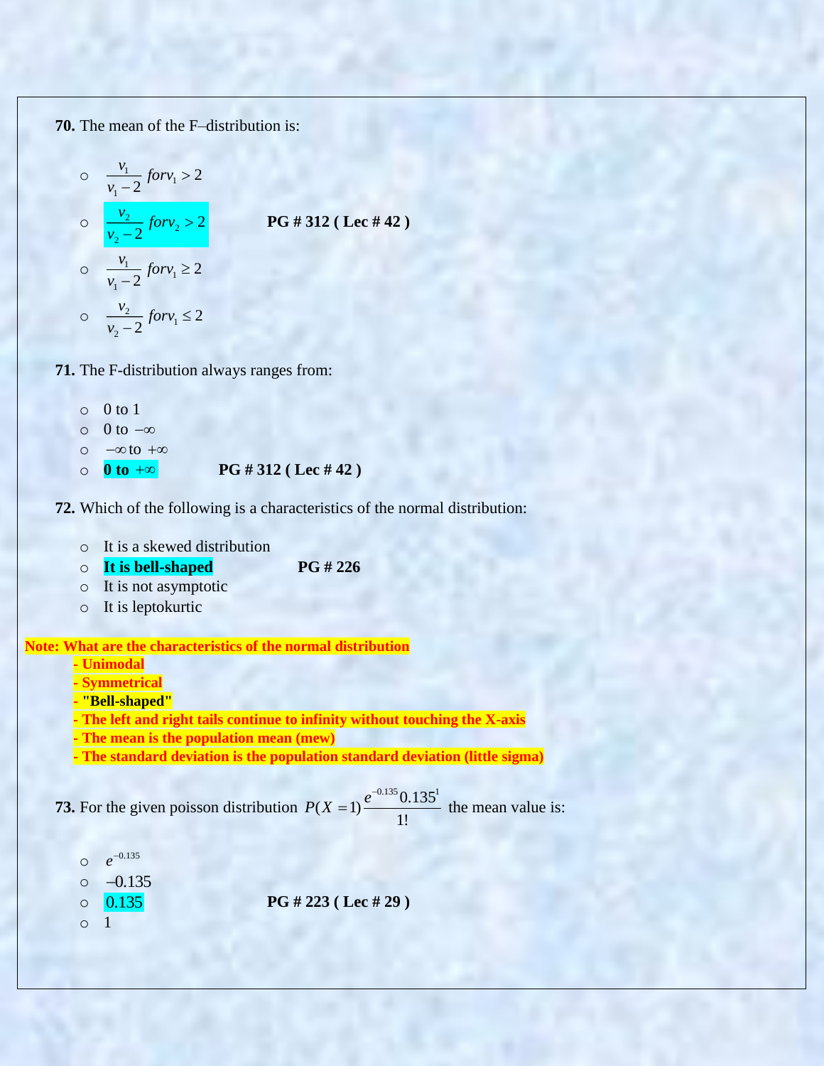**70.** The mean of the F–distribution is:

- $\frac{v_1}{v_1 - 2}$ $for v_1 > 2$
- $\frac{v_2}{v_2 - 2}$ $for v_2 > 2$ **PG # 312 ( Lec # 42 )**
- $\frac{v_1}{v_1 - 2}$ $for v_1 \geq 2$
- $\frac{v_2}{v_2 - 2}$ $for v_1 \leq 2$

**71.** The F-distribution always ranges from:

- 0 to 1
- 0 to $-\infty$
- $-\infty$ to $+\infty$
- **0 to $+\infty$** **PG # 312 ( Lec # 42 )**

**72.** Which of the following is a characteristics of the normal distribution:

- It is a skewed distribution
- **It is bell-shaped** **PG # 226**
- It is not asymptotic
- It is leptokurtic

**Note: What are the characteristics of the normal distribution**

- **Unimodal**
- **Symmetrical**
- **"Bell-shaped"**
- **The left and right tails continue to infinity without touching the X-axis**
- **The mean is the population mean (mew)**
- **The standard deviation is the population standard deviation (little sigma)**

**73.** For the given poisson distribution $P(X = 1)\frac{e^{-0.135}0.135^1}{1!}$ the mean value is:

- $e^{-0.135}$
- $-0.135$
- 0.135 **PG # 223 ( Lec # 29 )**
- 1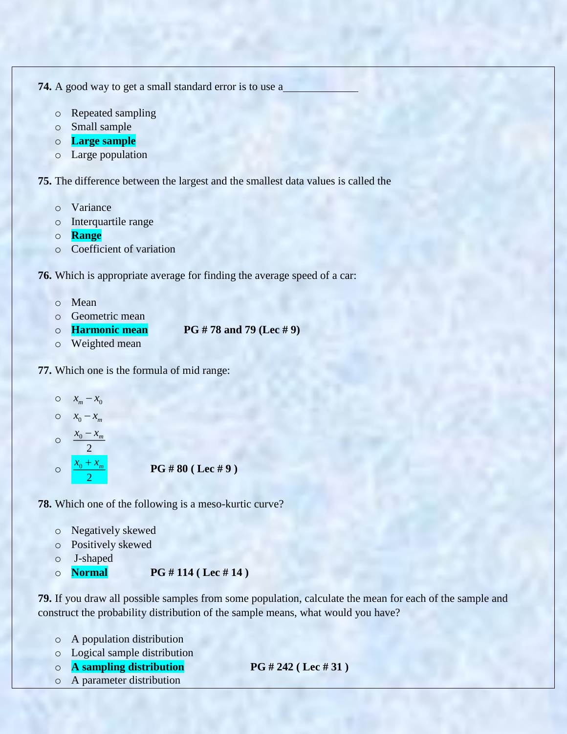**74.** A good way to get a small standard error is to use a____________

- Repeated sampling
- Small sample
- **Large sample**
- Large population

**75.** The difference between the largest and the smallest data values is called the

- Variance
- Interquartile range
- **Range**
- Coefficient of variation

**76.** Which is appropriate average for finding the average speed of a car:

- Mean
- Geometric mean
- **Harmonic mean** **PG # 78 and 79 (Lec # 9)**
- Weighted mean

**77.** Which one is the formula of mid range:

- $x_m - x_0$
- $x_0 - x_m$
- $\frac{x_0 - x_m}{2}$
- $\frac{x_0 + x_m}{2}$ **PG # 80 ( Lec # 9 )**

**78.** Which one of the following is a meso-kurtic curve?

- Negatively skewed
- Positively skewed
- J-shaped
- **Normal** **PG # 114 ( Lec # 14 )**

**79.** If you draw all possible samples from some population, calculate the mean for each of the sample and construct the probability distribution of the sample means, what would you have?

- A population distribution
- Logical sample distribution
- **A sampling distribution** **PG # 242 ( Lec # 31 )**
- A parameter distribution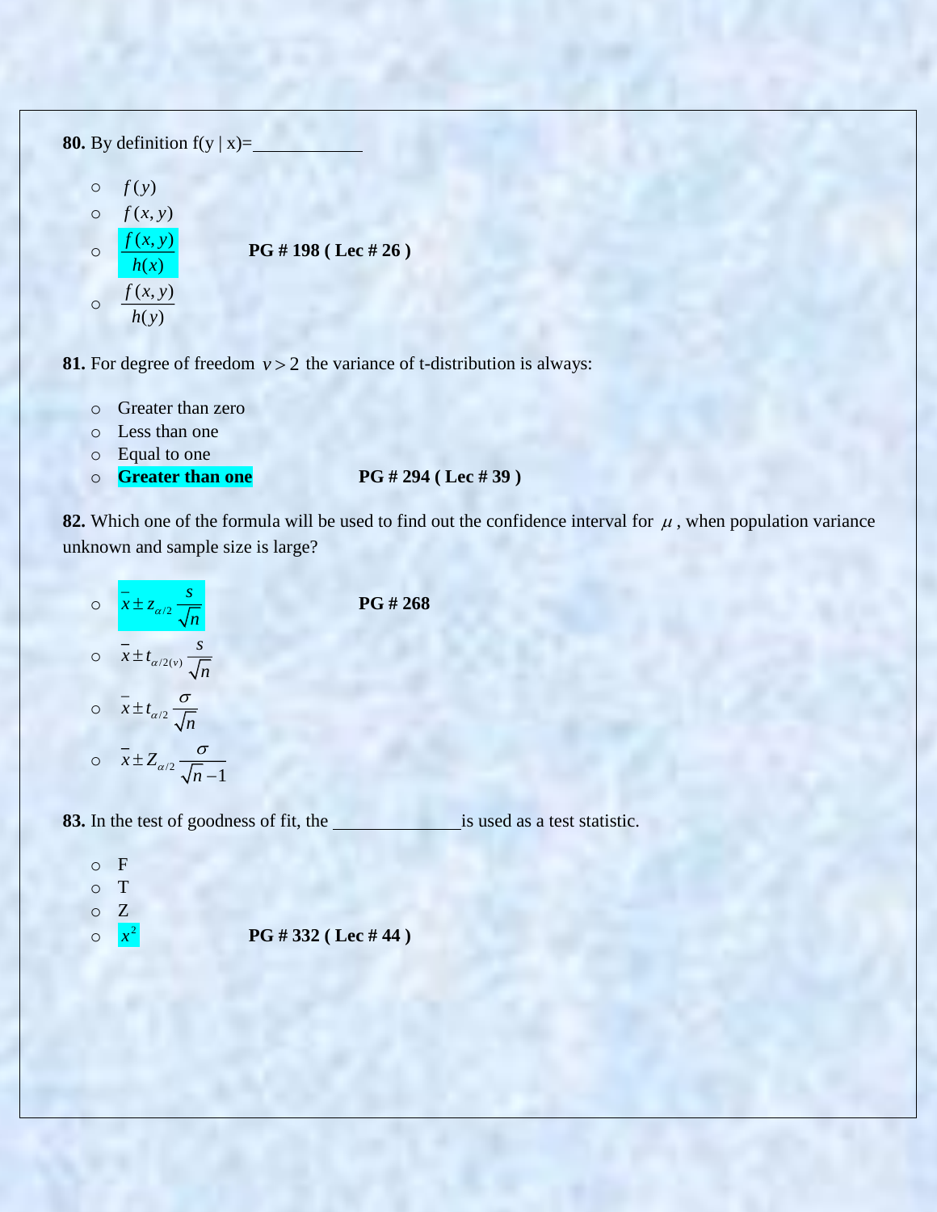**80.** By definition f(y | x)=____________

- $f(y)$
- $f(x, y)$
- **$\dfrac{f(x, y)}{h(x)}$** **PG # 198 ( Lec # 26 )**
- $\dfrac{f(x, y)}{h(y)}$

**81.** For degree of freedom $v > 2$ the variance of t-distribution is always:

- Greater than zero
- Less than one
- Equal to one
- **Greater than one** **PG # 294 ( Lec # 39 )**

**82.** Which one of the formula will be used to find out the confidence interval for $\mu$, when population variance unknown and sample size is large?

- **$\bar{x} \pm z_{\alpha/2} \dfrac{s}{\sqrt{n}}$** **PG # 268**
- $\bar{x} \pm t_{\alpha/2(v)} \dfrac{s}{\sqrt{n}}$
- $\bar{x} \pm t_{\alpha/2} \dfrac{\sigma}{\sqrt{n}}$
- $\bar{x} \pm Z_{\alpha/2} \dfrac{\sigma}{\sqrt{n} - 1}$

**83.** In the test of goodness of fit, the ______________ is used as a test statistic.

- F
- T
- Z
- **$x^2$** **PG # 332 ( Lec # 44 )**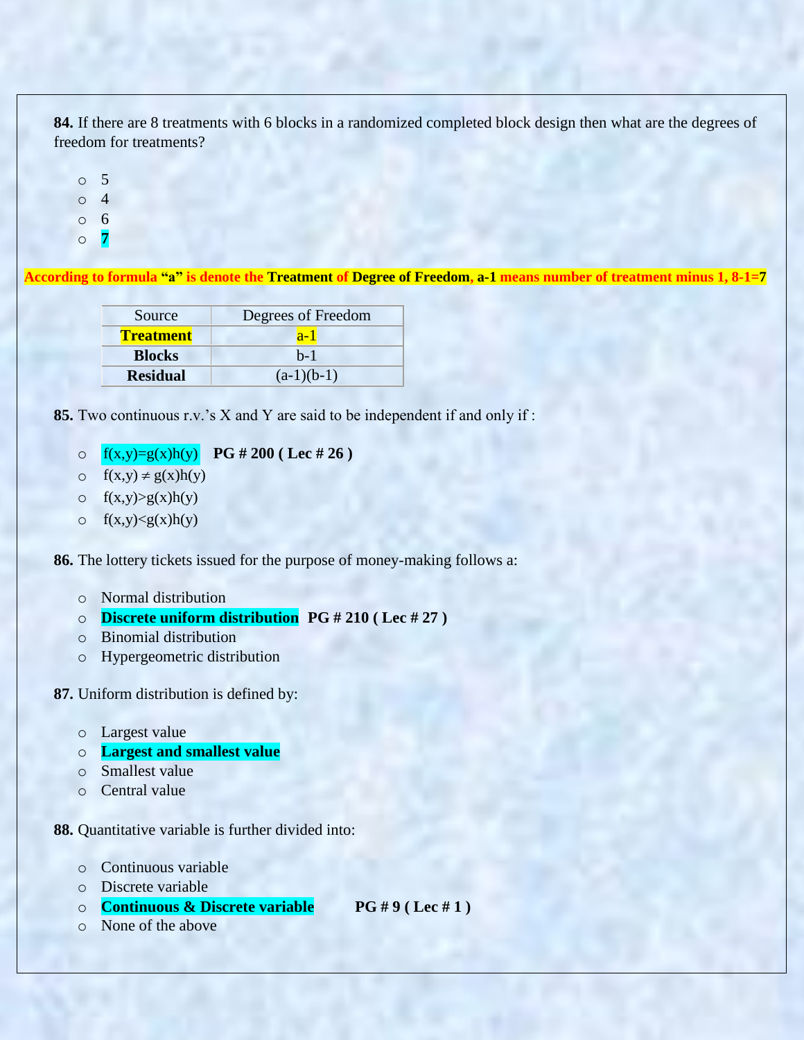**84.** If there are 8 treatments with 6 blocks in a randomized completed block design then what are the degrees of freedom for treatments?

- 5
- 4
- 6
- **7**

**According to formula "a" is denote the Treatment of Degree of Freedom, a-1 means number of treatment minus 1, 8-1=7**

| Source | Degrees of Freedom |
|---|---|
| **Treatment** | a-1 |
| **Blocks** | b-1 |
| **Residual** | (a-1)(b-1) |

**85.** Two continuous r.v.'s X and Y are said to be independent if and only if :

- $f(x,y)=g(x)h(y)$ **PG # 200 ( Lec # 26 )**
- $f(x,y) \neq g(x)h(y)$
- $f(x,y)>g(x)h(y)$
- $f(x,y)<g(x)h(y)$

**86.** The lottery tickets issued for the purpose of money-making follows a:

- Normal distribution
- **Discrete uniform distribution** **PG # 210 ( Lec # 27 )**
- Binomial distribution
- Hypergeometric distribution

**87.** Uniform distribution is defined by:

- Largest value
- **Largest and smallest value**
- Smallest value
- Central value

**88.** Quantitative variable is further divided into:

- Continuous variable
- Discrete variable
- **Continuous & Discrete variable** **PG # 9 ( Lec # 1 )**
- None of the above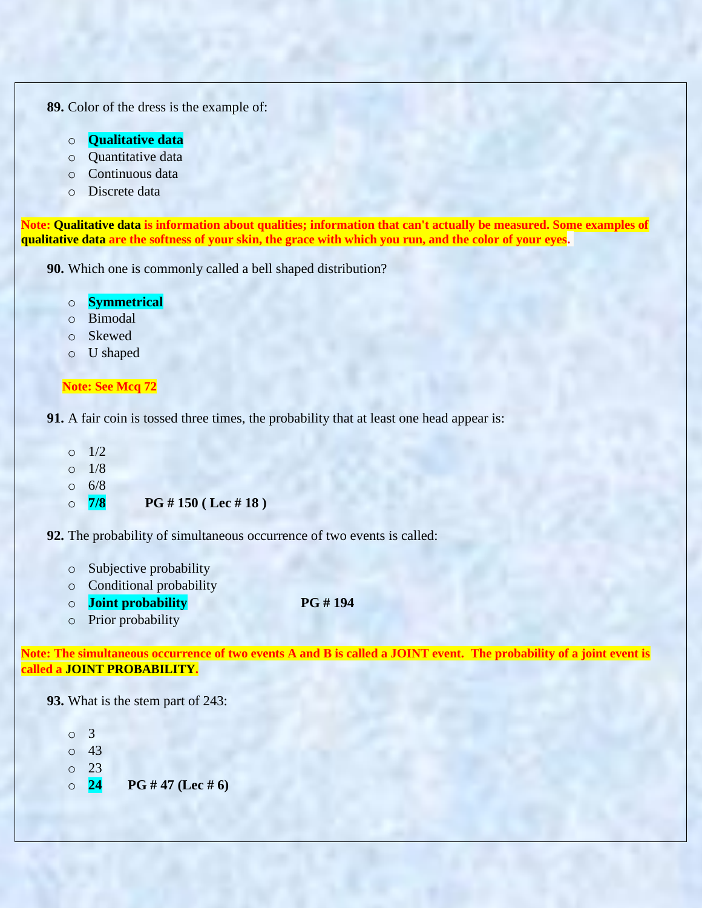**89.** Color of the dress is the example of:

- **Qualitative data**
- Quantitative data
- Continuous data
- Discrete data

**Note: Qualitative data is information about qualities; information that can't actually be measured. Some examples of qualitative data are the softness of your skin, the grace with which you run, and the color of your eyes.**

**90.** Which one is commonly called a bell shaped distribution?

- **Symmetrical**
- Bimodal
- Skewed
- U shaped

**Note: See Mcq 72**

**91.** A fair coin is tossed three times, the probability that at least one head appear is:

- 1/2
- 1/8
- 6/8
- **7/8** **PG # 150 ( Lec # 18 )**

**92.** The probability of simultaneous occurrence of two events is called:

- Subjective probability
- Conditional probability
- **Joint probability** **PG # 194**
- Prior probability

**Note: The simultaneous occurrence of two events A and B is called a JOINT event. The probability of a joint event is called a JOINT PROBABILITY.**

**93.** What is the stem part of 243:

- 3
- 43
- 23
- **24** **PG # 47 (Lec # 6)**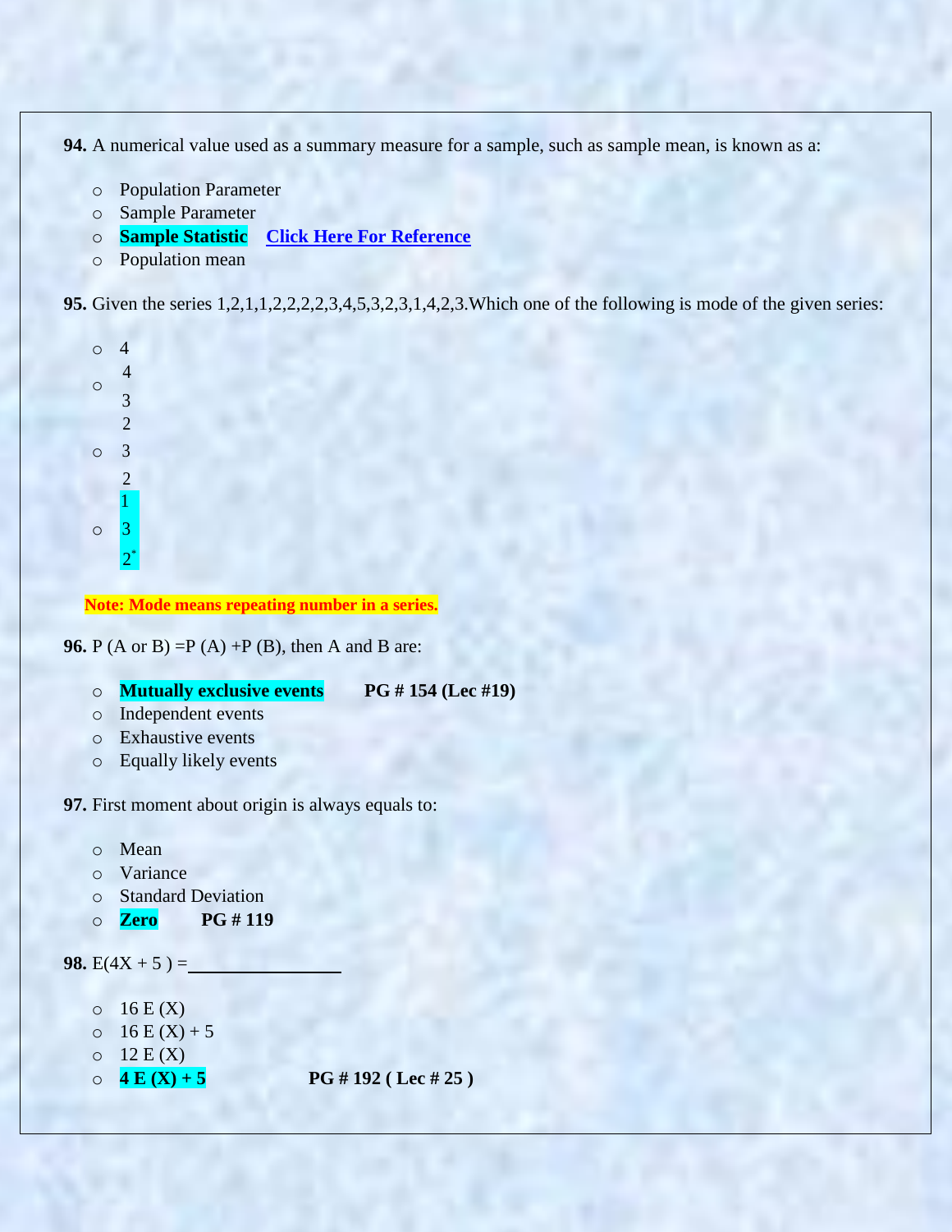**94.** A numerical value used as a summary measure for a sample, such as sample mean, is known as a:

- Population Parameter
- Sample Parameter
- **Sample Statistic** [Click Here For Reference]
- Population mean

**95.** Given the series 1,2,1,1,2,2,2,2,3,4,5,3,2,3,1,4,2,3.Which one of the following is mode of the given series:

- 4
- 4
  3
  2
- 3
  2
  1
- 3
  2*

**Note: Mode means repeating number in a series.**

**96.** P (A or B) =P (A) +P (B), then A and B are:

- **Mutually exclusive events** **PG # 154 (Lec #19)**
- Independent events
- Exhaustive events
- Equally likely events

**97.** First moment about origin is always equals to:

- Mean
- Variance
- Standard Deviation
- **Zero** **PG # 119**

**98.** E(4X + 5 ) =________

- 16 E (X)
- 16 E (X) + 5
- 12 E (X)
- **4 E (X) + 5** **PG # 192 ( Lec # 25 )**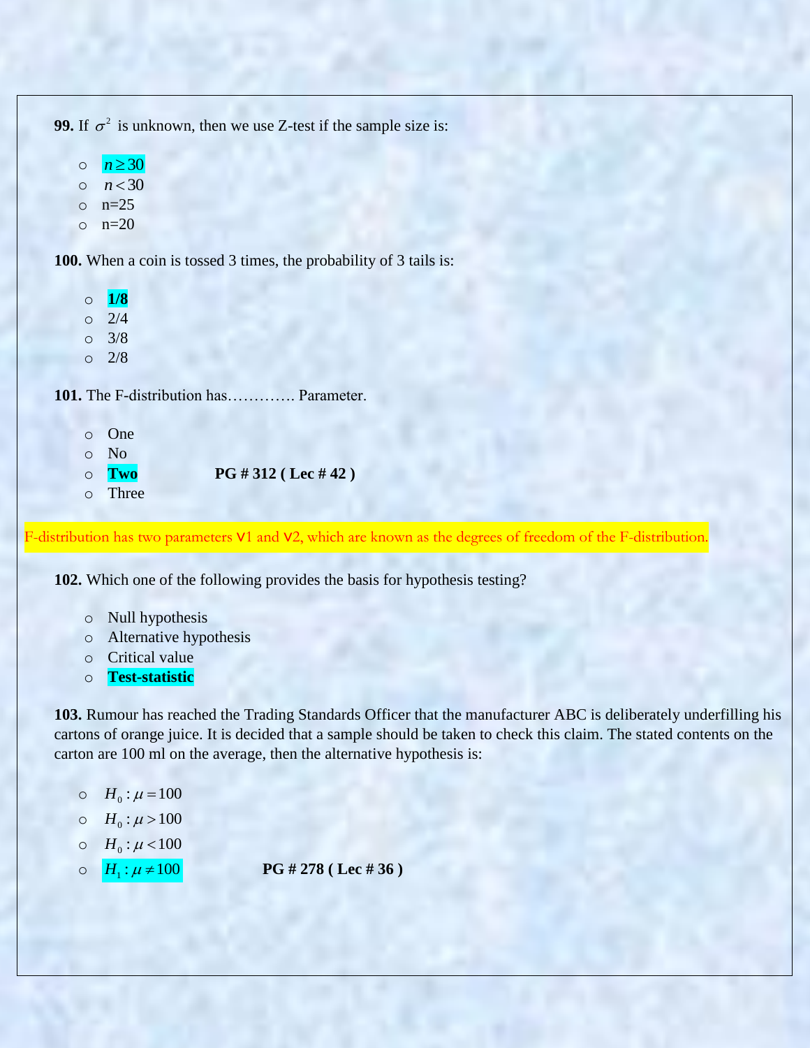**99.** If $\sigma^2$ is unknown, then we use Z-test if the sample size is:

- $n \geq 30$
- $n < 30$
- n=25
- n=20

**100.** When a coin is tossed 3 times, the probability of 3 tails is:

- **1/8**
- 2/4
- 3/8
- 2/8

**101.** The F-distribution has…………. Parameter.

- One
- No
- **Two** **PG # 312 ( Lec # 42 )**
- Three

F-distribution has two parameters $\nu_1$ and $\nu_2$, which are known as the degrees of freedom of the F-distribution.

**102.** Which one of the following provides the basis for hypothesis testing?

- Null hypothesis
- Alternative hypothesis
- Critical value
- **Test-statistic**

**103.** Rumour has reached the Trading Standards Officer that the manufacturer ABC is deliberately underfilling his cartons of orange juice. It is decided that a sample should be taken to check this claim. The stated contents on the carton are 100 ml on the average, then the alternative hypothesis is:

- $H_0 : \mu = 100$
- $H_0 : \mu > 100$
- $H_0 : \mu < 100$
- $H_1 : \mu \neq 100$ **PG # 278 ( Lec # 36 )**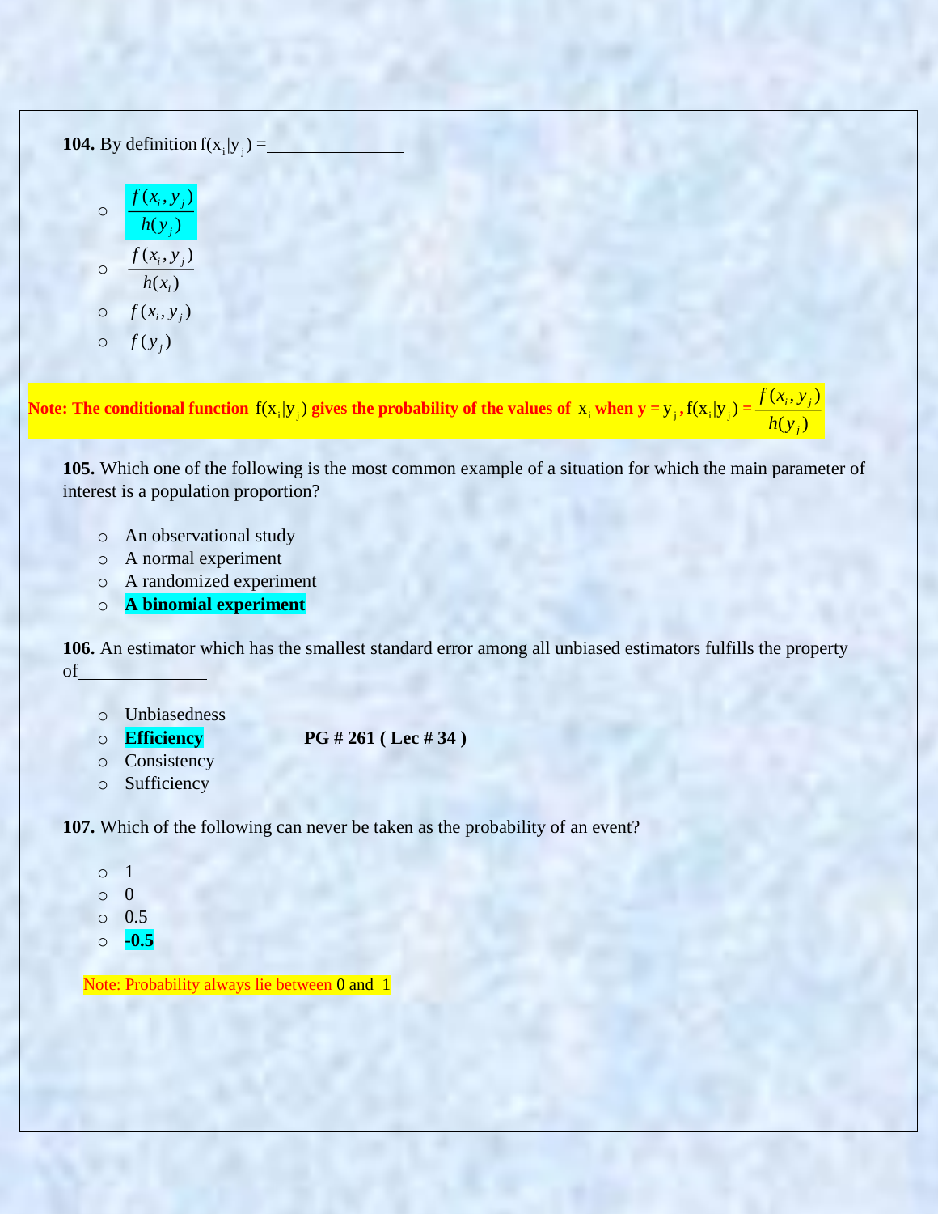**104.** By definition $f(x_i|y_j)$ = _______________

- ○ **$\dfrac{f(x_i, y_j)}{h(y_j)}$**
- ○ $\dfrac{f(x_i, y_j)}{h(x_i)}$
- ○ $f(x_i, y_j)$
- ○ $f(y_j)$

**Note: The conditional function $f(x_i|y_j)$ gives the probability of the values of $x_i$ when $y = y_j$, $f(x_i|y_j) = \dfrac{f(x_i, y_j)}{h(y_j)}$**

**105.** Which one of the following is the most common example of a situation for which the main parameter of interest is a population proportion?

- ○ An observational study
- ○ A normal experiment
- ○ A randomized experiment
- ○ **A binomial experiment**

**106.** An estimator which has the smallest standard error among all unbiased estimators fulfills the property of_____________

- ○ Unbiasedness
- ○ **Efficiency** **PG # 261 ( Lec # 34 )**
- ○ Consistency
- ○ Sufficiency

**107.** Which of the following can never be taken as the probability of an event?

- ○ 1
- ○ 0
- ○ 0.5
- ○ **-0.5**

Note: Probability always lie between 0 and 1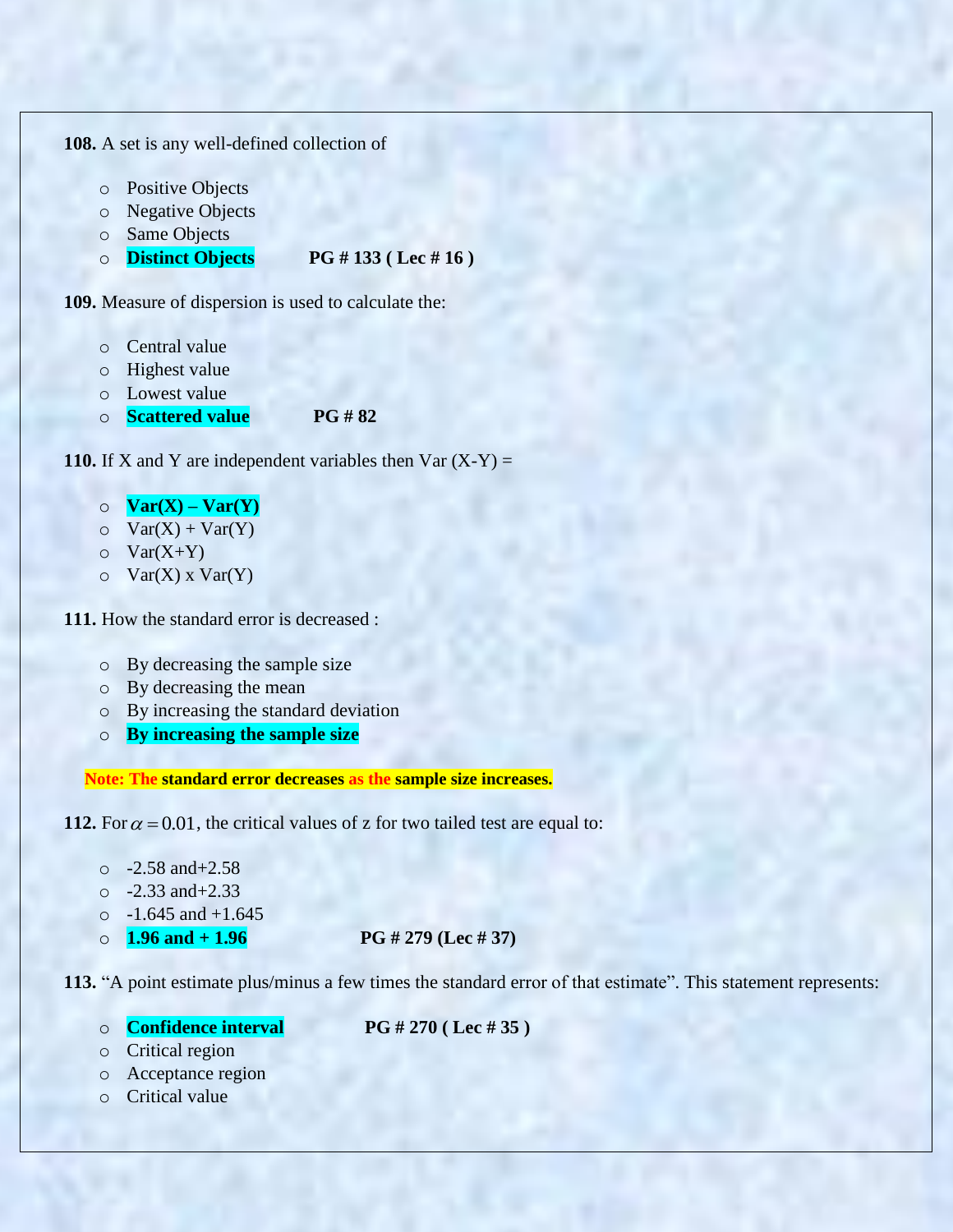**108.** A set is any well-defined collection of

- Positive Objects
- Negative Objects
- Same Objects
- **Distinct Objects** **PG # 133 ( Lec # 16 )**

**109.** Measure of dispersion is used to calculate the:

- Central value
- Highest value
- Lowest value
- **Scattered value** **PG # 82**

**110.** If X and Y are independent variables then Var (X-Y) =

- **Var(X) – Var(Y)**
- Var(X) + Var(Y)
- Var(X+Y)
- Var(X) x Var(Y)

**111.** How the standard error is decreased :

- By decreasing the sample size
- By decreasing the mean
- By increasing the standard deviation
- **By increasing the sample size**

**Note: The standard error decreases as the sample size increases.**

**112.** For $\alpha = 0.01$, the critical values of z for two tailed test are equal to:

- -2.58 and+2.58
- -2.33 and+2.33
- -1.645 and +1.645
- **1.96 and + 1.96** **PG # 279 (Lec # 37)**

**113.** "A point estimate plus/minus a few times the standard error of that estimate". This statement represents:

- **Confidence interval** **PG # 270 ( Lec # 35 )**
- Critical region
- Acceptance region
- Critical value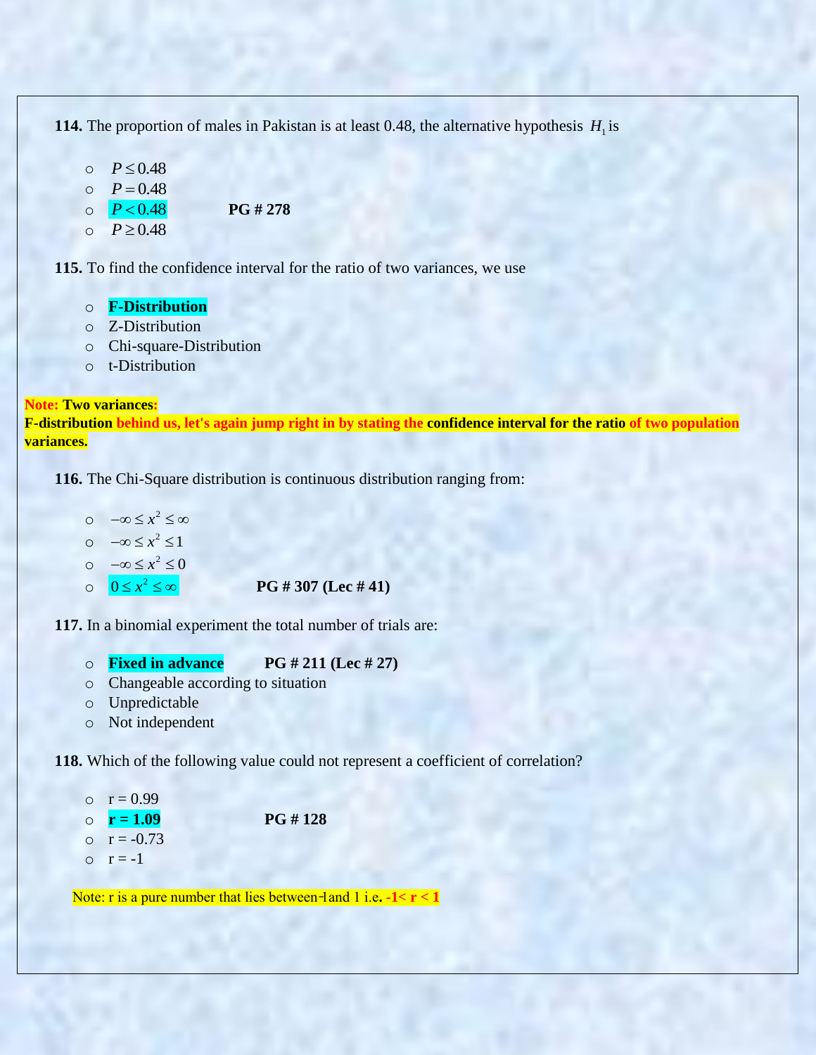**114.** The proportion of males in Pakistan is at least 0.48, the alternative hypothesis $H_1$ is

- $P \leq 0.48$
- $P = 0.48$
- $P < 0.48$ **PG # 278**
- $P \geq 0.48$

**115.** To find the confidence interval for the ratio of two variances, we use

- **F-Distribution**
- Z-Distribution
- Chi-square-Distribution
- t-Distribution

**Note: Two variances:**
**F-distribution behind us, let's again jump right in by stating the confidence interval for the ratio of two population variances.**

**116.** The Chi-Square distribution is continuous distribution ranging from:

- $-\infty \leq x^2 \leq \infty$
- $-\infty \leq x^2 \leq 1$
- $-\infty \leq x^2 \leq 0$
- $0 \leq x^2 \leq \infty$ **PG # 307 (Lec # 41)**

**117.** In a binomial experiment the total number of trials are:

- **Fixed in advance** **PG # 211 (Lec # 27)**
- Changeable according to situation
- Unpredictable
- Not independent

**118.** Which of the following value could not represent a coefficient of correlation?

- r = 0.99
- **r = 1.09** **PG # 128**
- r = -0.73
- r = -1

Note: r is a pure number that lies between -1 and 1 i.e. **-1< r < 1**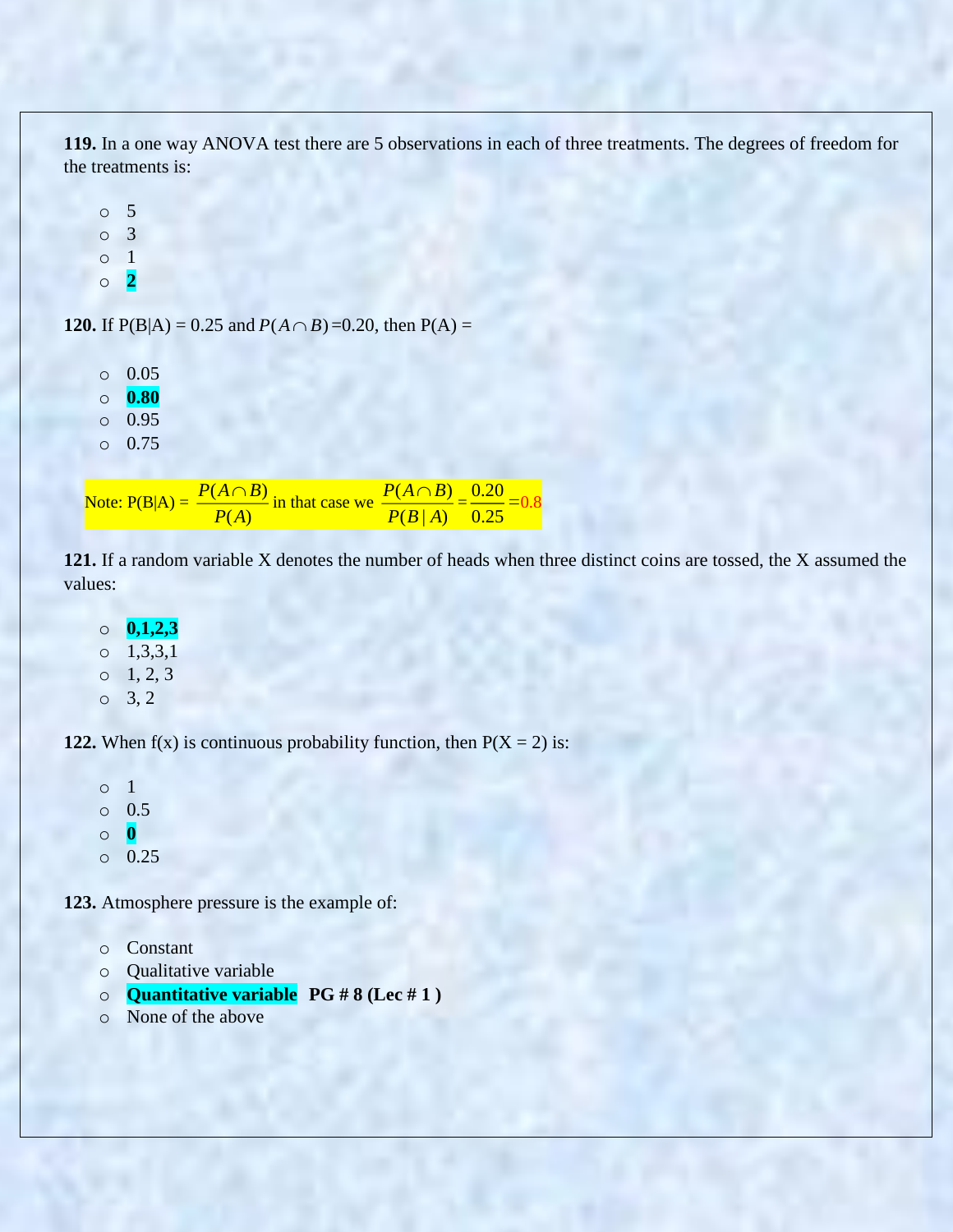**119.** In a one way ANOVA test there are 5 observations in each of three treatments. The degrees of freedom for the treatments is:

- 5
- 3
- 1
- **2**

**120.** If P(B|A) = 0.25 and $P(A \cap B)$ =0.20, then P(A) =

- 0.05
- **0.80**
- 0.95
- 0.75

Note: P(B|A) = $\dfrac{P(A \cap B)}{P(A)}$ in that case we $\dfrac{P(A \cap B)}{P(B \mid A)} = \dfrac{0.20}{0.25} = 0.8$

**121.** If a random variable X denotes the number of heads when three distinct coins are tossed, the X assumed the values:

- **0,1,2,3**
- 1,3,3,1
- 1, 2, 3
- 3, 2

**122.** When f(x) is continuous probability function, then P(X = 2) is:

- 1
- 0.5
- **0**
- 0.25

**123.** Atmosphere pressure is the example of:

- Constant
- Qualitative variable
- **Quantitative variable** **PG # 8 (Lec # 1 )**
- None of the above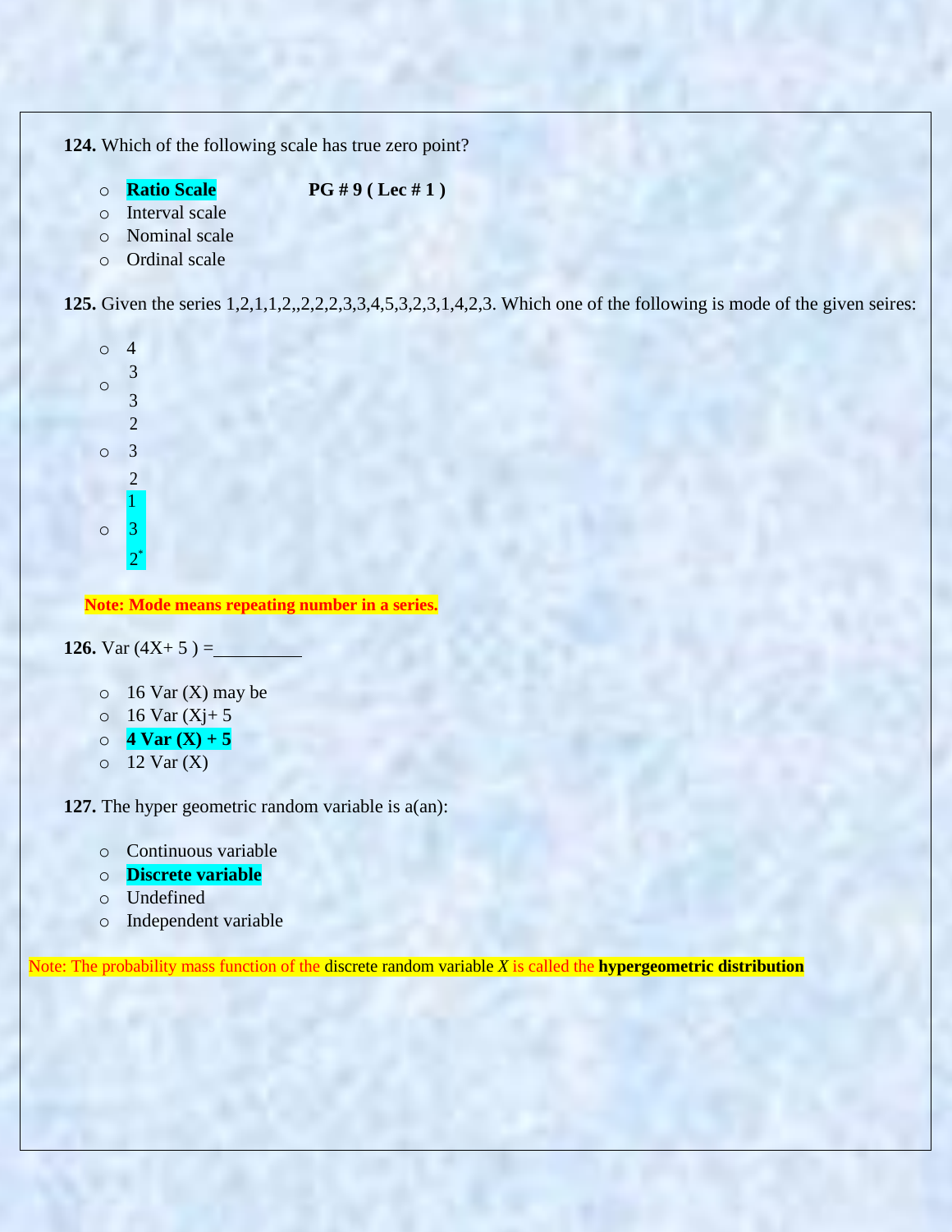**124.** Which of the following scale has true zero point?

- **Ratio Scale** **PG # 9 ( Lec # 1 )**
- Interval scale
- Nominal scale
- Ordinal scale

**125.** Given the series 1,2,1,1,2,,2,2,2,3,3,4,5,3,2,3,1,4,2,3. Which one of the following is mode of the given seires:

- 4
- $\frac{3}{2}$ 3
- 3 $\frac{2}{1}$
- 3 $2^*$

**Note: Mode means repeating number in a series.**

**126.** Var (4X+ 5 ) =__________

- 16 Var (X) may be
- 16 Var (Xj+ 5
- **4 Var (X) + 5**
- 12 Var (X)

**127.** The hyper geometric random variable is a(an):

- Continuous variable
- **Discrete variable**
- Undefined
- Independent variable

Note: The probability mass function of the discrete random variable *X* is called the **hypergeometric distribution**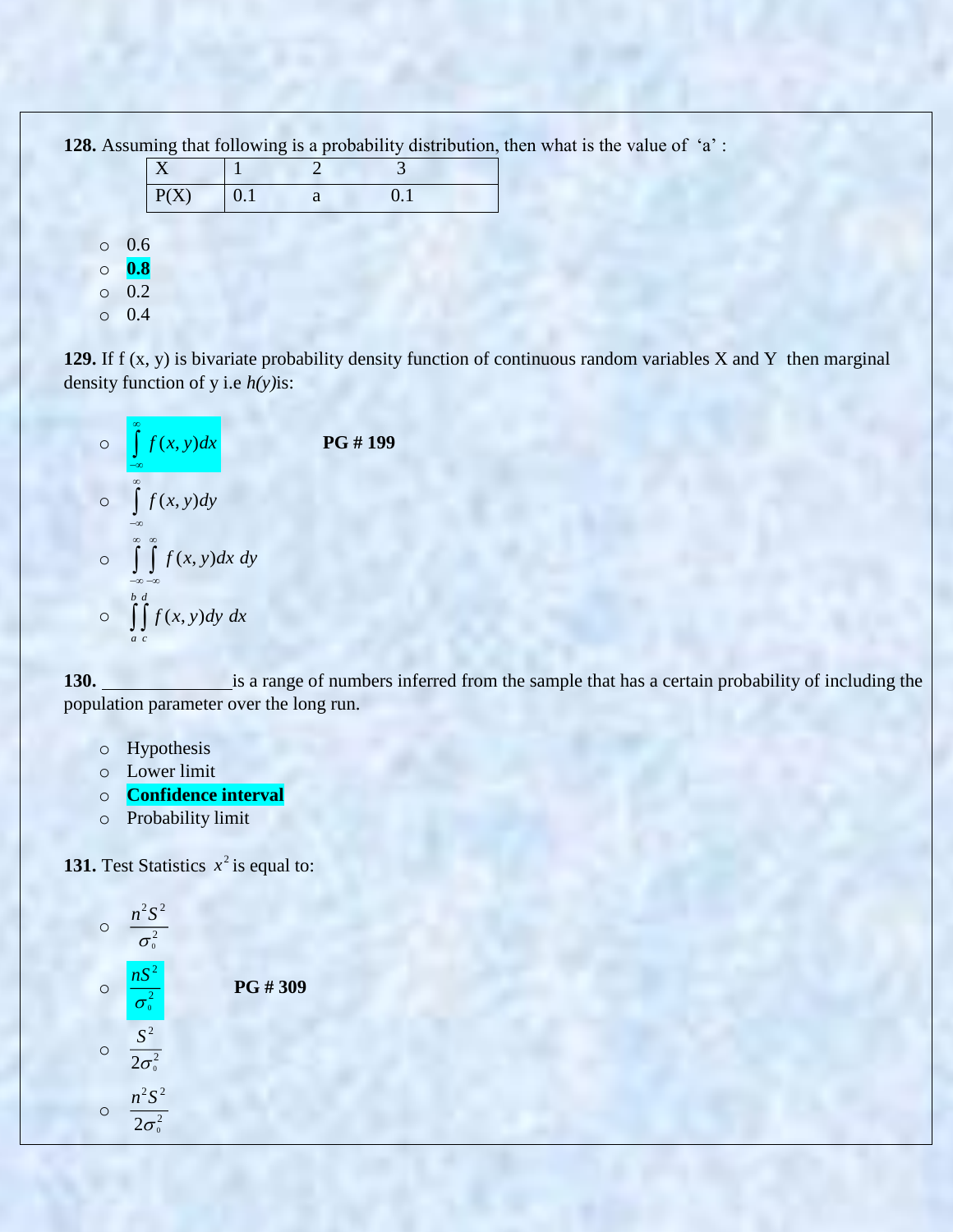**128.** Assuming that following is a probability distribution, then what is the value of 'a' :

| X | 1 | 2 | 3 |
|---|---|---|---|
| P(X) | 0.1 | a | 0.1 |

- 0.6
- **0.8**
- 0.2
- 0.4

**129.** If f (x, y) is bivariate probability density function of continuous random variables X and Y then marginal density function of y i.e *h(y)*is:

- $\int_{-\infty}^{\infty} f(x,y)dx$ **PG # 199**
- $\int_{-\infty}^{\infty} f(x,y)dy$
- $\int_{-\infty}^{\infty}\int_{-\infty}^{\infty} f(x,y)dx\ dy$
- $\int_{a}^{b}\int_{c}^{d} f(x,y)dy\ dx$

**130.** \_\_\_\_\_\_\_\_\_\_\_\_\_\_is a range of numbers inferred from the sample that has a certain probability of including the population parameter over the long run.

- Hypothesis
- Lower limit
- **Confidence interval**
- Probability limit

**131.** Test Statistics $x^2$ is equal to:

- $\frac{n^2S^2}{\sigma_0^2}$
- $\frac{nS^2}{\sigma_0^2}$ **PG # 309**
- $\frac{S^2}{2\sigma_0^2}$
- $\frac{n^2S^2}{2\sigma_0^2}$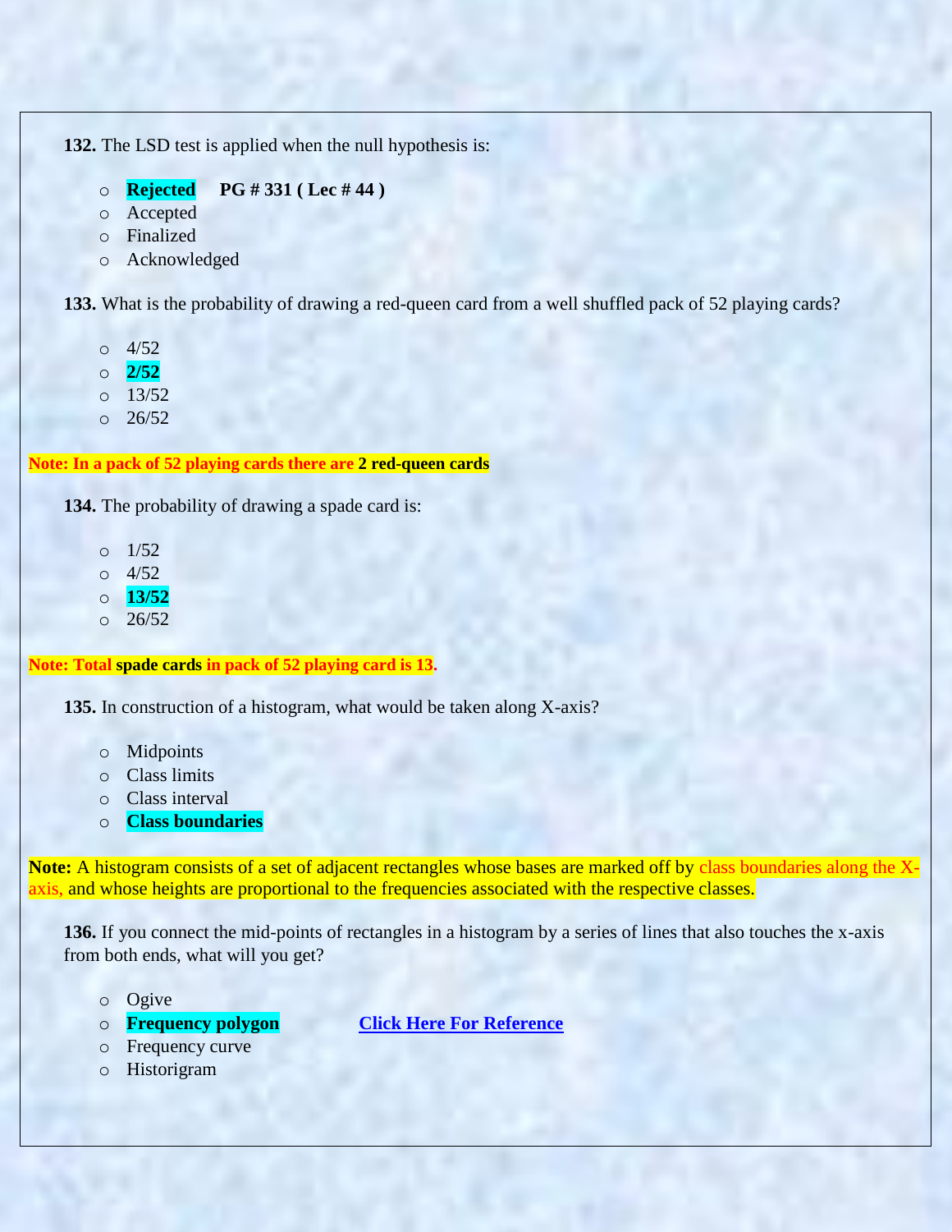**132.** The LSD test is applied when the null hypothesis is:

- **Rejected** **PG # 331 ( Lec # 44 )**
- Accepted
- Finalized
- Acknowledged

**133.** What is the probability of drawing a red-queen card from a well shuffled pack of 52 playing cards?

- 4/52
- **2/52**
- 13/52
- 26/52

**Note: In a pack of 52 playing cards there are 2 red-queen cards**

**134.** The probability of drawing a spade card is:

- 1/52
- 4/52
- **13/52**
- 26/52

**Note: Total spade cards in pack of 52 playing card is 13.**

**135.** In construction of a histogram, what would be taken along X-axis?

- Midpoints
- Class limits
- Class interval
- **Class boundaries**

**Note:** A histogram consists of a set of adjacent rectangles whose bases are marked off by class boundaries along the X-axis, and whose heights are proportional to the frequencies associated with the respective classes.

**136.** If you connect the mid-points of rectangles in a histogram by a series of lines that also touches the x-axis from both ends, what will you get?

- Ogive
- **Frequency polygon** **Click Here For Reference**
- Frequency curve
- Historigram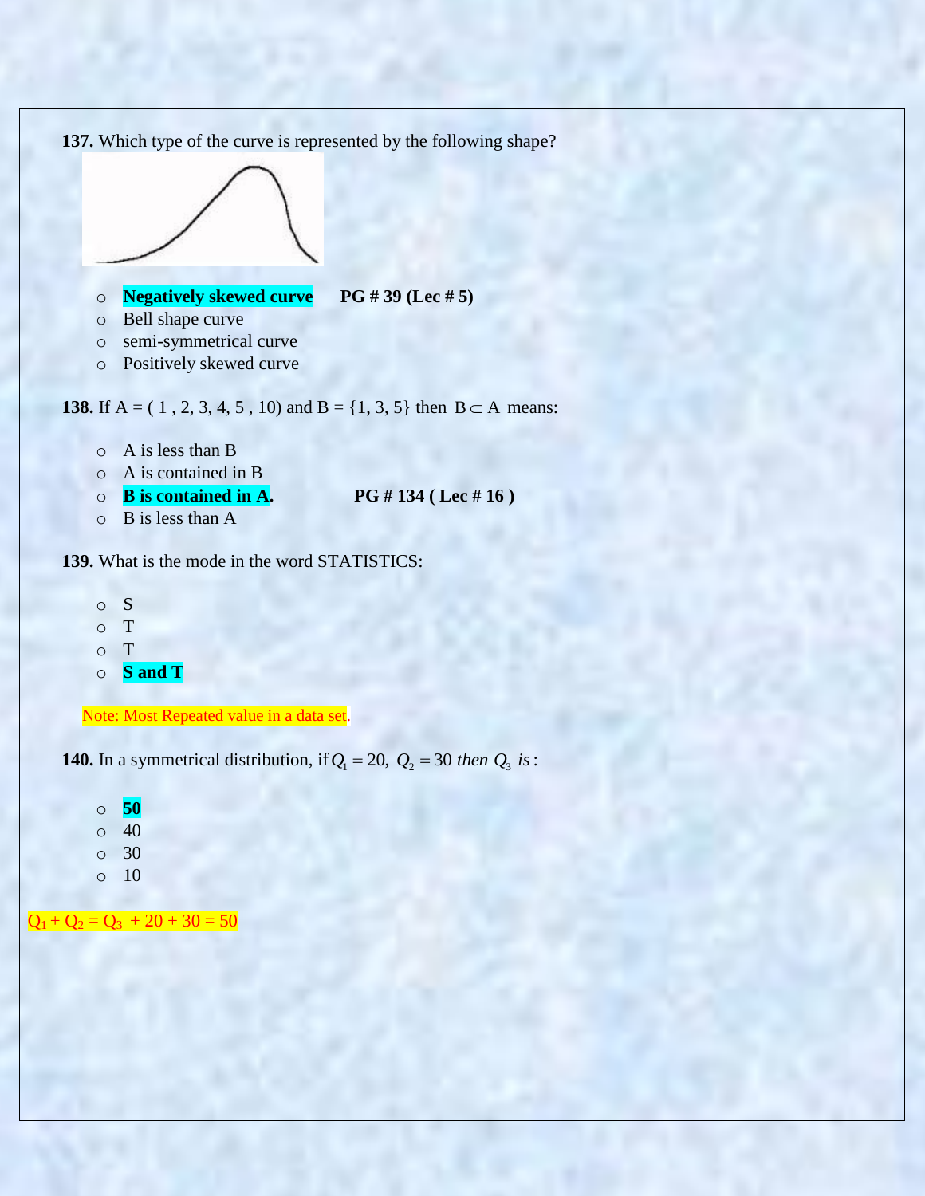**137.** Which type of the curve is represented by the following shape?

- **Negatively skewed curve** **PG # 39 (Lec # 5)**
- Bell shape curve
- semi-symmetrical curve
- Positively skewed curve

**138.** If A = ( 1 , 2, 3, 4, 5 , 10) and B = {1, 3, 5} then $B \subset A$ means:

- A is less than B
- A is contained in B
- **B is contained in A.** **PG # 134 ( Lec # 16 )**
- B is less than A

**139.** What is the mode in the word STATISTICS:

- S
- T
- T
- **S and T**

Note: Most Repeated value in a data set.

**140.** In a symmetrical distribution, if $Q_1 = 20,\ Q_2 = 30\ then\ Q_3\ is$:

- **50**
- 40
- 30
- 10

$Q_1 + Q_2 = Q_3$ + 20 + 30 = 50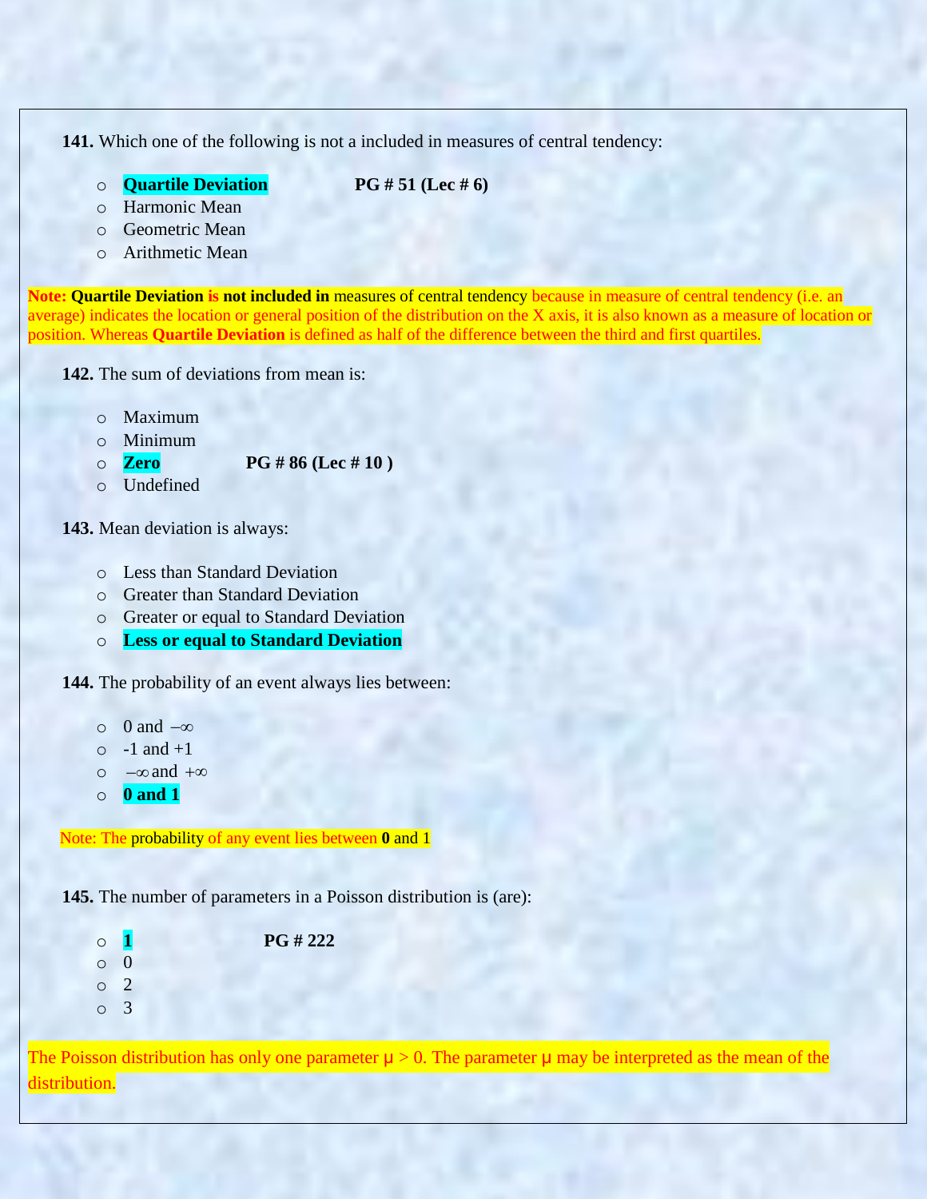**141.** Which one of the following is not a included in measures of central tendency:

- **Quartile Deviation** **PG # 51 (Lec # 6)**
- Harmonic Mean
- Geometric Mean
- Arithmetic Mean

**Note: Quartile Deviation is not included in** measures of central tendency because in measure of central tendency (i.e. an average) indicates the location or general position of the distribution on the X axis, it is also known as a measure of location or position. Whereas **Quartile Deviation** is defined as half of the difference between the third and first quartiles.

**142.** The sum of deviations from mean is:

- Maximum
- Minimum
- **Zero** **PG # 86 (Lec # 10 )**
- Undefined

**143.** Mean deviation is always:

- Less than Standard Deviation
- Greater than Standard Deviation
- Greater or equal to Standard Deviation
- **Less or equal to Standard Deviation**

**144.** The probability of an event always lies between:

- 0 and $-\infty$
- -1 and +1
- $-\infty$ and $+\infty$
- **0 and 1**

Note: The probability of any event lies between **0** and 1

**145.** The number of parameters in a Poisson distribution is (are):

- **1** **PG # 222**
- 0
- 2
- 3

The Poisson distribution has only one parameter $\mu > 0$. The parameter $\mu$ may be interpreted as the mean of the distribution.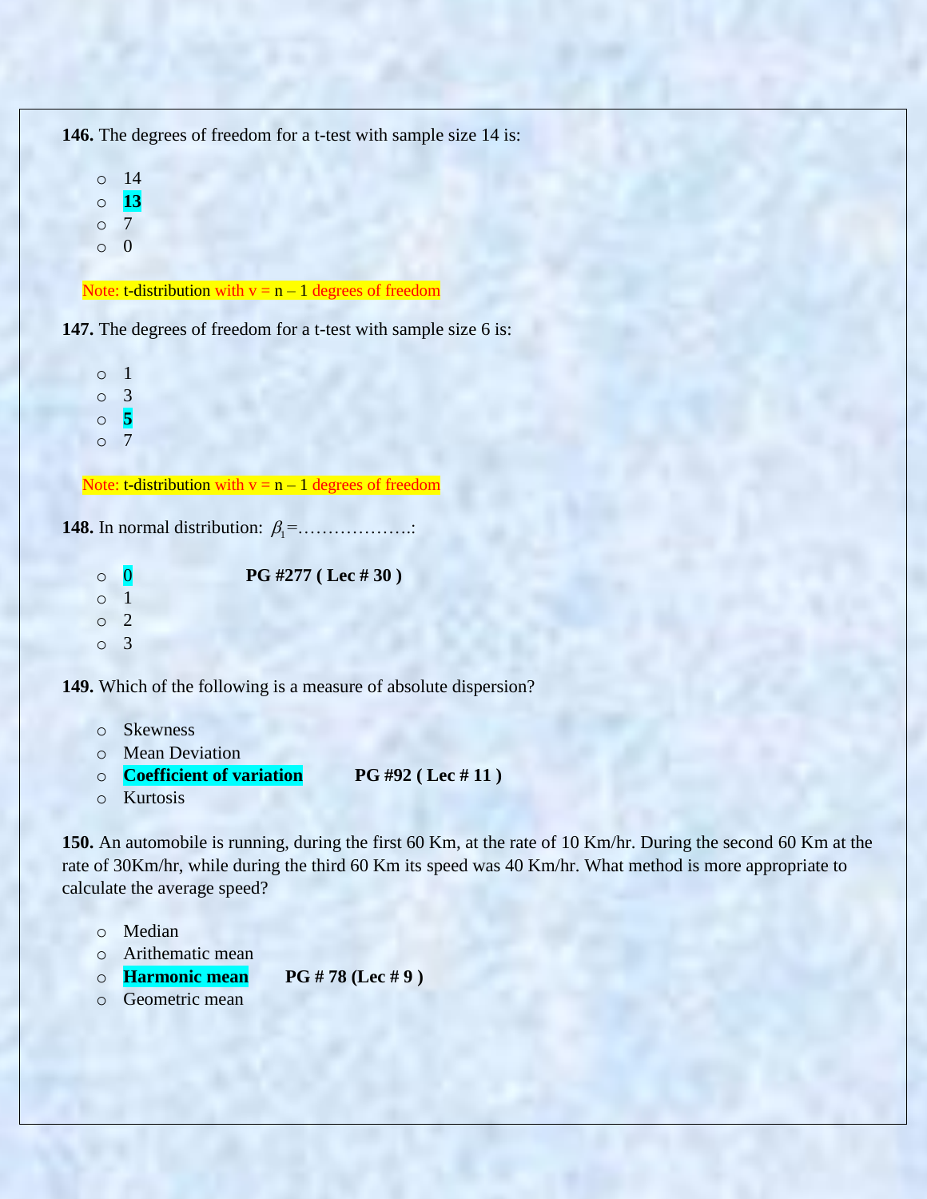**146.** The degrees of freedom for a t-test with sample size 14 is:

- 14
- **13**
- 7
- 0

Note: t-distribution with v = n – 1 degrees of freedom

**147.** The degrees of freedom for a t-test with sample size 6 is:

- 1
- 3
- **5**
- 7

Note: t-distribution with v = n – 1 degrees of freedom

**148.** In normal distribution: $\beta_1$=……………….:

- 0 **PG #277 ( Lec # 30 )**
- 1
- 2
- 3

**149.** Which of the following is a measure of absolute dispersion?

- Skewness
- Mean Deviation
- **Coefficient of variation** **PG #92 ( Lec # 11 )**
- Kurtosis

**150.** An automobile is running, during the first 60 Km, at the rate of 10 Km/hr. During the second 60 Km at the rate of 30Km/hr, while during the third 60 Km its speed was 40 Km/hr. What method is more appropriate to calculate the average speed?

- Median
- Arithematic mean
- **Harmonic mean** **PG # 78 (Lec # 9 )**
- Geometric mean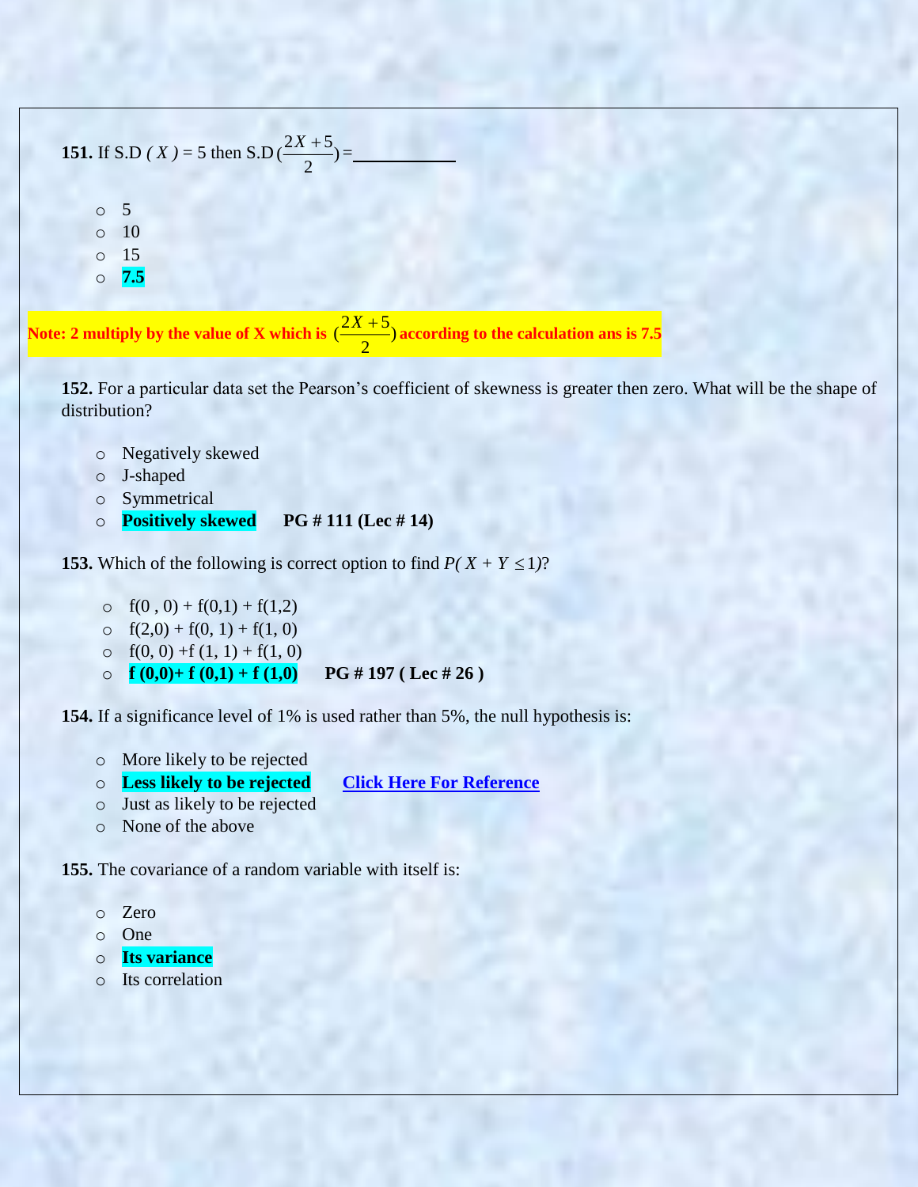**151.** If S.D $( X )$ = 5 then S.D$(\frac{2X+5}{2})$ =___________

- 5
- 10
- 15
- **7.5**

**Note: 2 multiply by the value of X which is $(\frac{2X+5}{2})$ according to the calculation ans is 7.5**

**152.** For a particular data set the Pearson's coefficient of skewness is greater then zero. What will be the shape of distribution?

- Negatively skewed
- J-shaped
- Symmetrical
- **Positively skewed** **PG # 111 (Lec # 14)**

**153.** Which of the following is correct option to find $P( X + Y \leq 1)$?

- f(0 , 0) + f(0,1) + f(1,2)
- f(2,0) + f(0, 1) + f(1, 0)
- f(0, 0) +f (1, 1) + f(1, 0)
- **f (0,0)+ f (0,1) + f (1,0)** **PG # 197 ( Lec # 26 )**

**154.** If a significance level of 1% is used rather than 5%, the null hypothesis is:

- More likely to be rejected
- **Less likely to be rejected** **Click Here For Reference**
- Just as likely to be rejected
- None of the above

**155.** The covariance of a random variable with itself is:

- Zero
- One
- **Its variance**
- Its correlation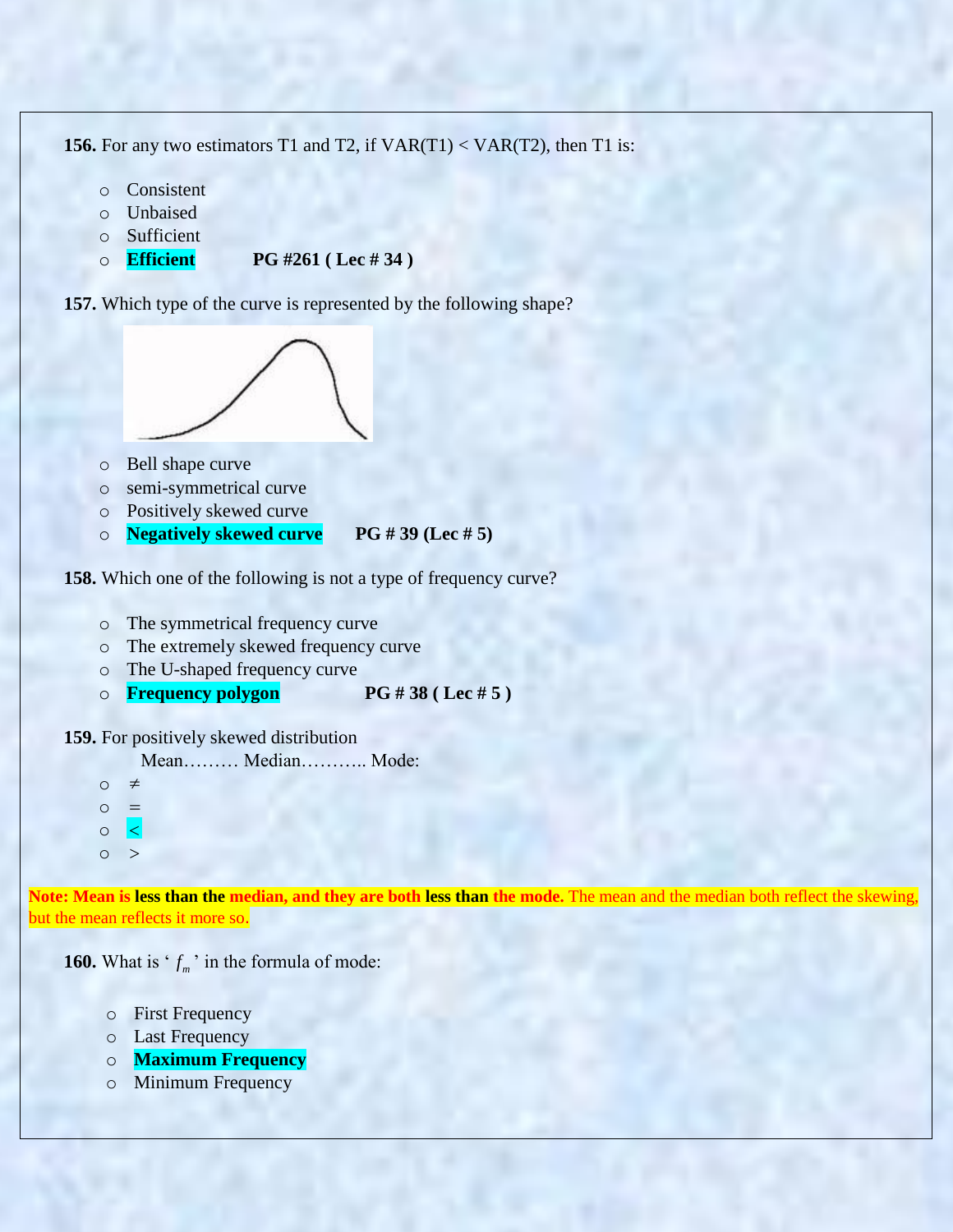**156.** For any two estimators T1 and T2, if VAR(T1) < VAR(T2), then T1 is:

- Consistent
- Unbaised
- Sufficient
- **Efficient** **PG #261 ( Lec # 34 )**

**157.** Which type of the curve is represented by the following shape?

- Bell shape curve
- semi-symmetrical curve
- Positively skewed curve
- **Negatively skewed curve** **PG # 39 (Lec # 5)**

**158.** Which one of the following is not a type of frequency curve?

- The symmetrical frequency curve
- The extremely skewed frequency curve
- The U-shaped frequency curve
- **Frequency polygon** **PG # 38 ( Lec # 5 )**

**159.** For positively skewed distribution

Mean……… Median……….. Mode:

- ≠
- =
- <
- >

**Note: Mean is less than the median, and they are both less than the mode.** The mean and the median both reflect the skewing, but the mean reflects it more so.

**160.** What is ‘ $f_m$ ’ in the formula of mode:

- First Frequency
- Last Frequency
- **Maximum Frequency**
- Minimum Frequency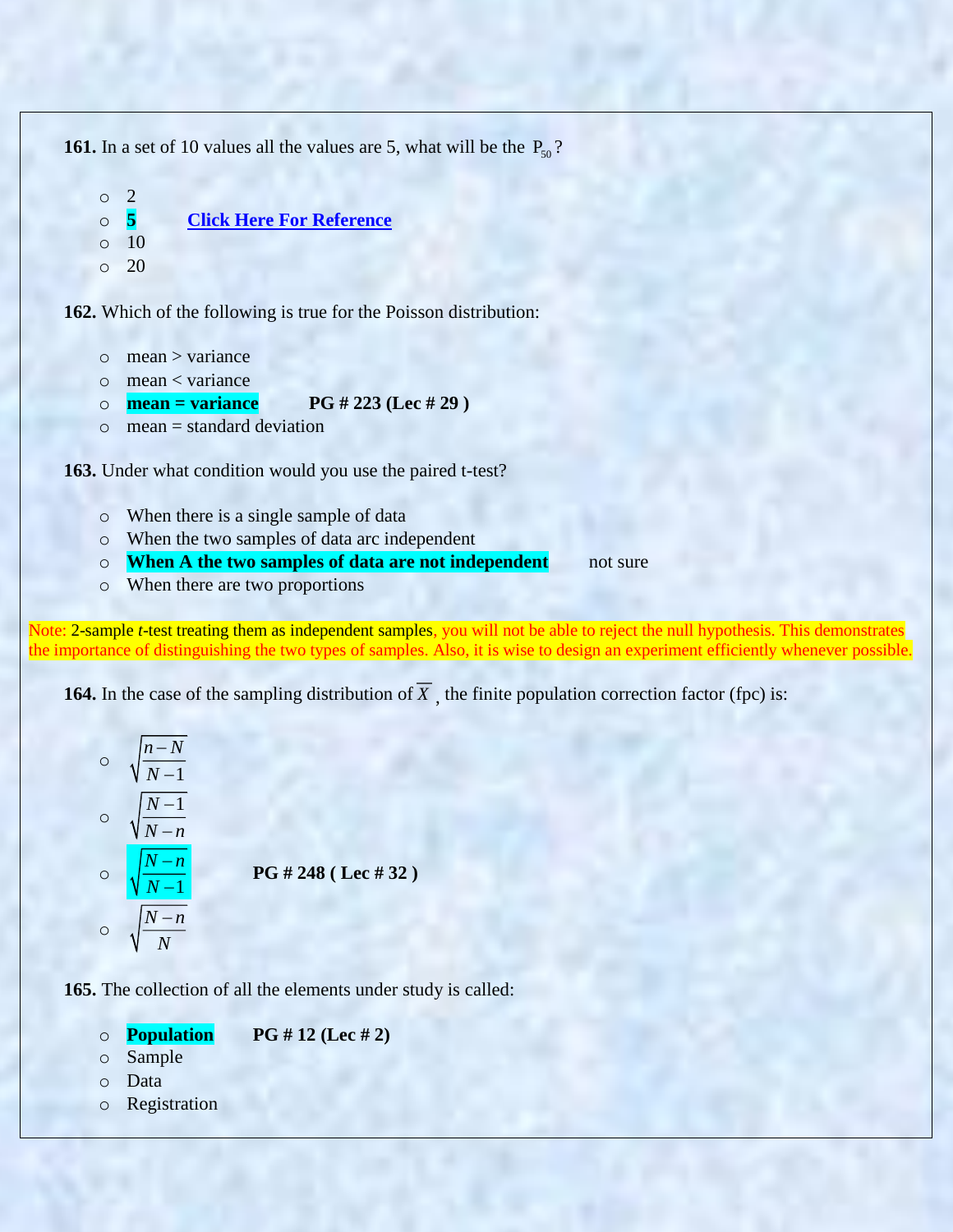**161.** In a set of 10 values all the values are 5, what will be the $P_{50}$ ?

- 2
- **5** Click Here For Reference
- 10
- 20

**162.** Which of the following is true for the Poisson distribution:

- mean > variance
- mean < variance
- **mean = variance** **PG # 223 (Lec # 29 )**
- mean = standard deviation

**163.** Under what condition would you use the paired t-test?

- When there is a single sample of data
- When the two samples of data arc independent
- **When A the two samples of data are not independent** not sure
- When there are two proportions

Note: 2-sample *t*-test treating them as independent samples, you will not be able to reject the null hypothesis. This demonstrates the importance of distinguishing the two types of samples. Also, it is wise to design an experiment efficiently whenever possible.

**164.** In the case of the sampling distribution of $\overline{X}$ , the finite population correction factor (fpc) is:

- $\sqrt{\frac{n-N}{N-1}}$
- $\sqrt{\frac{N-1}{N-n}}$
- $\sqrt{\frac{N-n}{N-1}}$ **PG # 248 ( Lec # 32 )**
- $\sqrt{\frac{N-n}{N}}$

**165.** The collection of all the elements under study is called:

- **Population** **PG # 12 (Lec # 2)**
- Sample
- Data
- Registration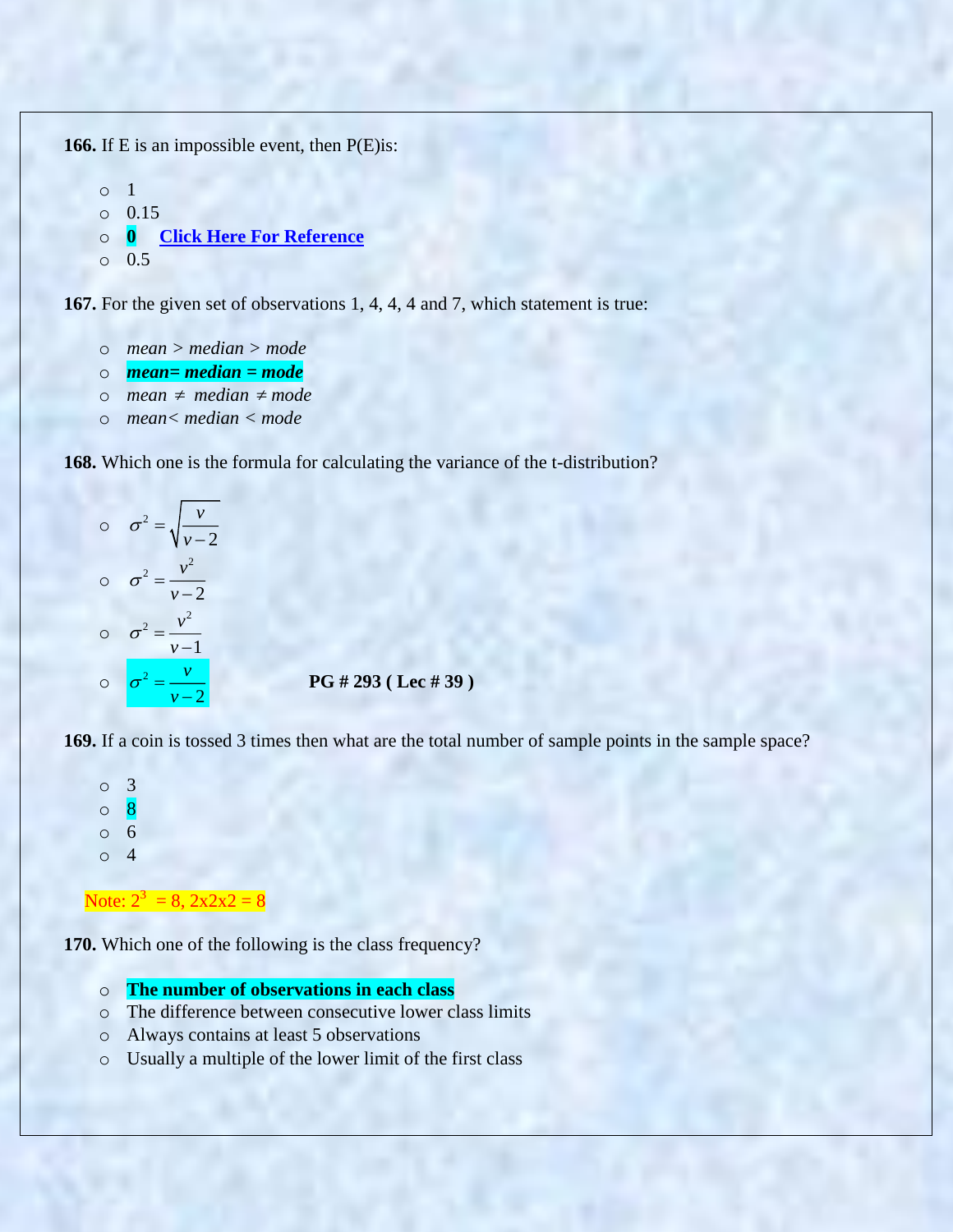**166.** If E is an impossible event, then P(E)is:

- 1
- 0.15
- **0** Click Here For Reference
- 0.5

**167.** For the given set of observations 1, 4, 4, 4 and 7, which statement is true:

- *mean > median > mode*
- ***mean= median = mode***
- *mean ≠ median ≠ mode*
- *mean< median < mode*

**168.** Which one is the formula for calculating the variance of the t-distribution?

- $\sigma^2 = \sqrt{\frac{v}{v-2}}$
- $\sigma^2 = \frac{v^2}{v-2}$
- $\sigma^2 = \frac{v^2}{v-1}$
- $\sigma^2 = \frac{v}{v-2}$ **PG # 293 ( Lec # 39 )**

**169.** If a coin is tossed 3 times then what are the total number of sample points in the sample space?

- 3
- 8
- 6
- 4

Note: $2^3 = 8$, 2x2x2 = 8

**170.** Which one of the following is the class frequency?

- **The number of observations in each class**
- The difference between consecutive lower class limits
- Always contains at least 5 observations
- Usually a multiple of the lower limit of the first class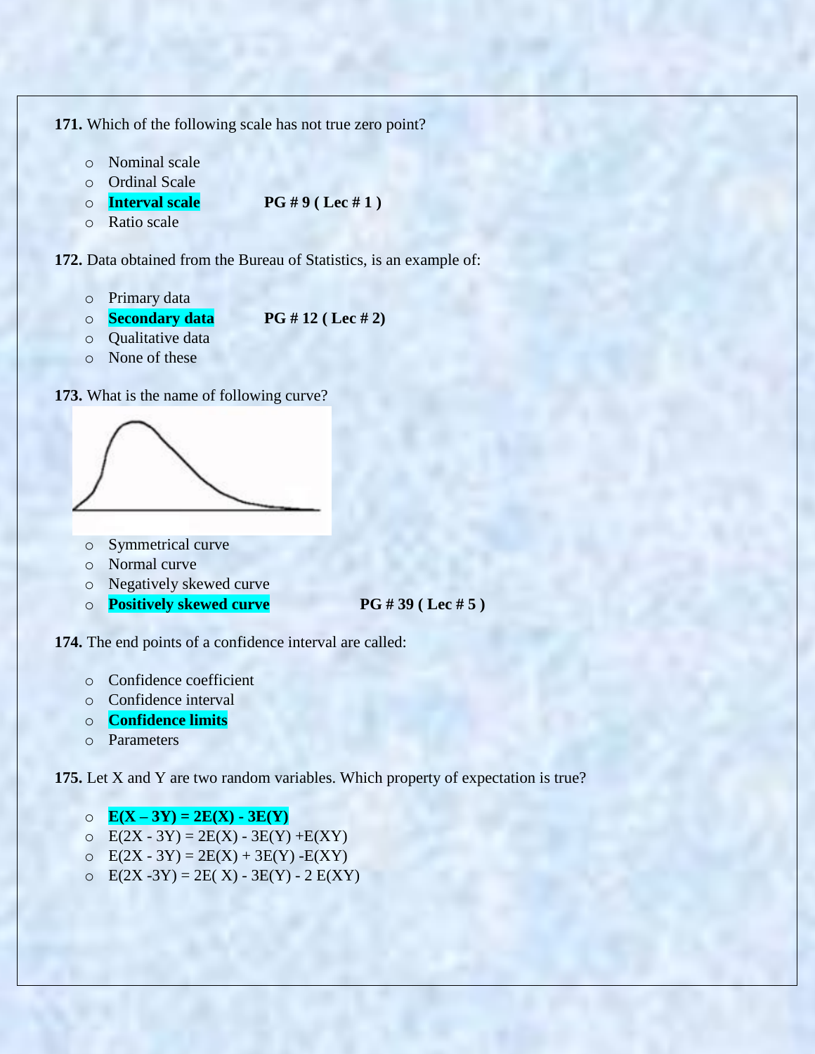**171.** Which of the following scale has not true zero point?

- Nominal scale
- Ordinal Scale
- **Interval scale** **PG # 9 ( Lec # 1 )**
- Ratio scale

**172.** Data obtained from the Bureau of Statistics, is an example of:

- Primary data
- **Secondary data** **PG # 12 ( Lec # 2)**
- Qualitative data
- None of these

**173.** What is the name of following curve?

- Symmetrical curve
- Normal curve
- Negatively skewed curve
- **Positively skewed curve** **PG # 39 ( Lec # 5 )**

**174.** The end points of a confidence interval are called:

- Confidence coefficient
- Confidence interval
- **Confidence limits**
- Parameters

**175.** Let X and Y are two random variables. Which property of expectation is true?

- **$E(X – 3Y) = 2E(X) - 3E(Y)$**
- $E(2X - 3Y) = 2E(X) - 3E(Y) + E(XY)$
- $E(2X - 3Y) = 2E(X) + 3E(Y) - E(XY)$
- $E(2X - 3Y) = 2E(X) - 3E(Y) - 2E(XY)$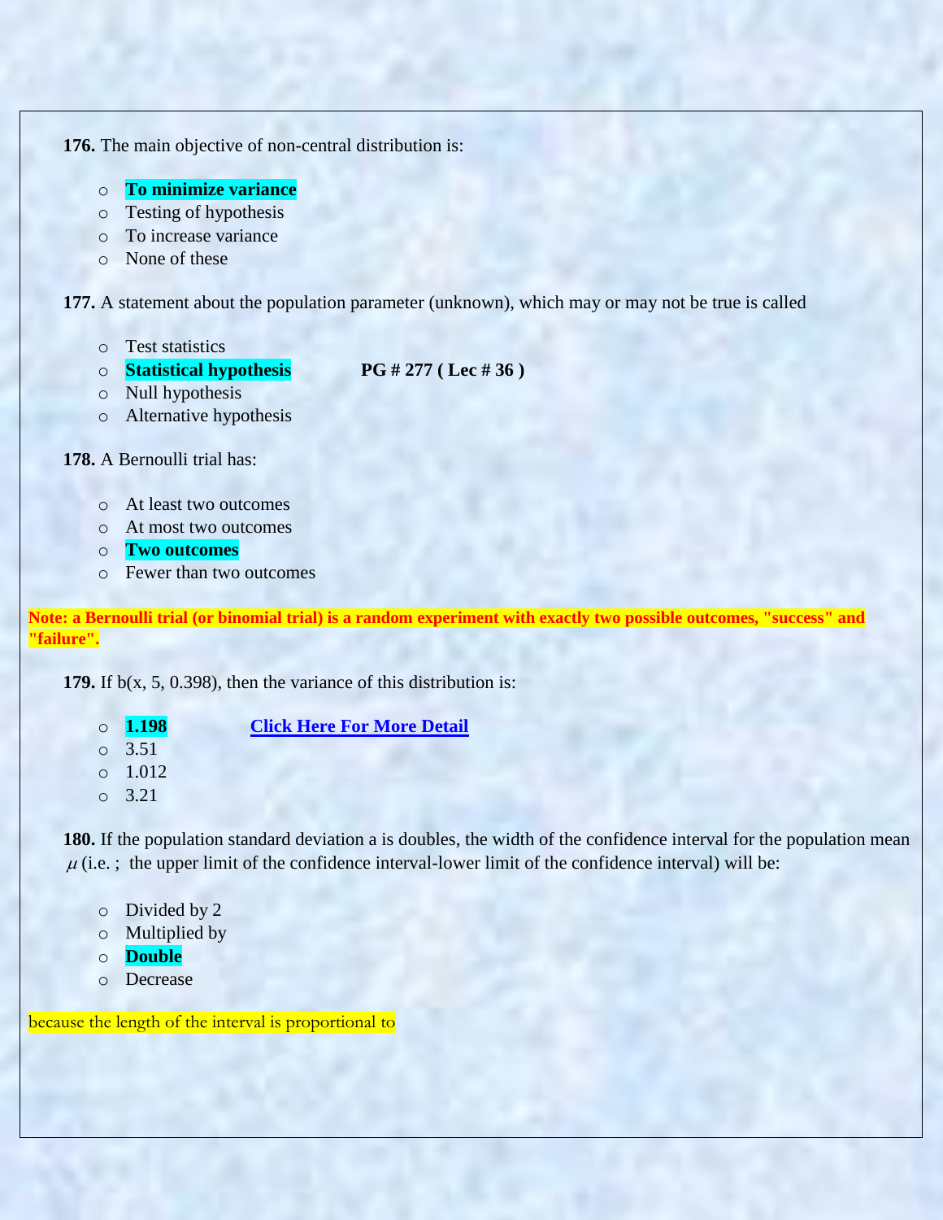**176.** The main objective of non-central distribution is:

- **To minimize variance**
- Testing of hypothesis
- To increase variance
- None of these

**177.** A statement about the population parameter (unknown), which may or may not be true is called

- Test statistics
- **Statistical hypothesis** **PG # 277 ( Lec # 36 )**
- Null hypothesis
- Alternative hypothesis

**178.** A Bernoulli trial has:

- At least two outcomes
- At most two outcomes
- **Two outcomes**
- Fewer than two outcomes

**Note: a Bernoulli trial (or binomial trial) is a random experiment with exactly two possible outcomes, "success" and "failure".**

**179.** If b(x, 5, 0.398), then the variance of this distribution is:

- **1.198** **Click Here For More Detail**
- 3.51
- 1.012
- 3.21

**180.** If the population standard deviation a is doubles, the width of the confidence interval for the population mean $\mu$ (i.e. ; the upper limit of the confidence interval-lower limit of the confidence interval) will be:

- Divided by 2
- Multiplied by
- **Double**
- Decrease

because the length of the interval is proportional to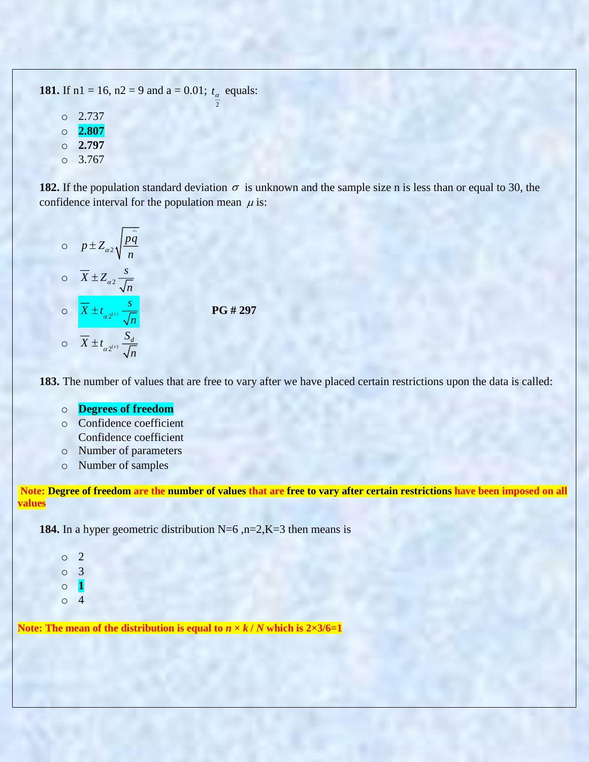**181.** If n1 = 16, n2 = 9 and a = 0.01; $t_{\frac{\alpha}{2}}$ equals:

- 2.737
- **2.807**
- **2.797**
- 3.767

**182.** If the population standard deviation $\sigma$ is unknown and the sample size n is less than or equal to 30, the confidence interval for the population mean $\mu$ is:

- $p \pm Z_{\alpha 2}\sqrt{\frac{p\hat{q}}{n}}$
- $\overline{X} \pm Z_{\alpha 2}\frac{s}{\sqrt{n}}$
- $\overline{X} \pm t_{\alpha 2^{(v)}}\frac{s}{\sqrt{n}}$ **PG # 297**
- $\overline{X} \pm t_{\alpha 2^{(v)}}\frac{S_d}{\sqrt{n}}$

**183.** The number of values that are free to vary after we have placed certain restrictions upon the data is called:

- **Degrees of freedom**
- Confidence coefficient
  Confidence coefficient
- Number of parameters
- Number of samples

**Note: Degree of freedom are the number of values that are free to vary after certain restrictions have been imposed on all values**

**184.** In a hyper geometric distribution N=6 ,n=2,K=3 then means is

- 2
- 3
- **1**
- 4

**Note: The mean of the distribution is equal to *n* × *k* / *N* which is 2×3/6=1**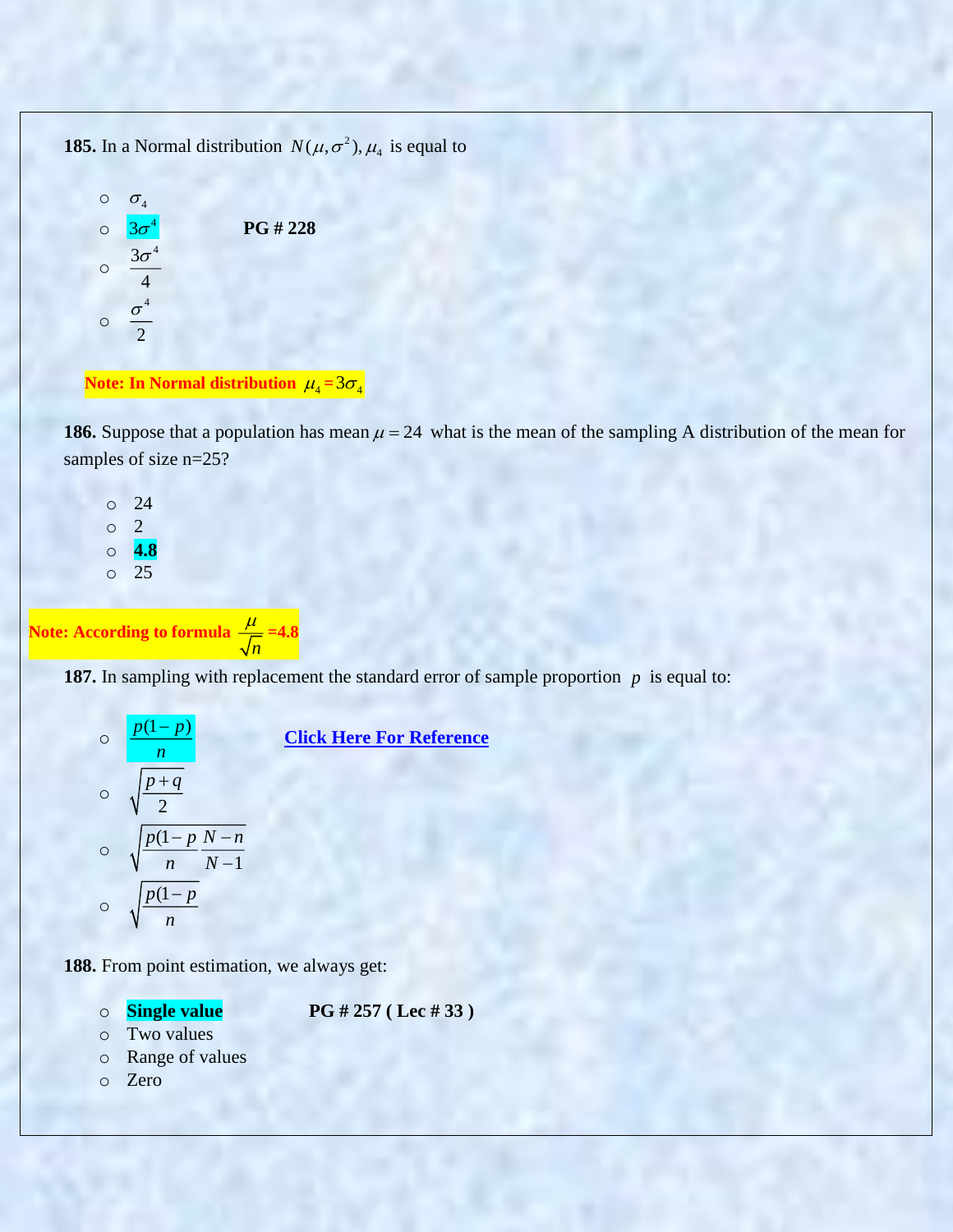**185.** In a Normal distribution $N(\mu, \sigma^2), \mu_4$ is equal to

- $\sigma_4$
- **$3\sigma^4$** **PG # 228**
- $\frac{3\sigma^4}{4}$
- $\frac{\sigma^4}{2}$

**Note: In Normal distribution $\mu_4 = 3\sigma_4$**

**186.** Suppose that a population has mean $\mu = 24$ what is the mean of the sampling A distribution of the mean for samples of size n=25?

- 24
- 2
- **4.8**
- 25

**Note: According to formula $\frac{\mu}{\sqrt{n}}$ =4.8**

**187.** In sampling with replacement the standard error of sample proportion $p$ is equal to:

- **$\frac{p(1-p)}{n}$** [Click Here For Reference]
- $\sqrt{\frac{p+q}{2}}$
- $\sqrt{\frac{p(1-p}{n} \frac{N-n}{N-1}}$
- $\sqrt{\frac{p(1-p}{n}}$

**188.** From point estimation, we always get:

- **Single value** **PG # 257 ( Lec # 33 )**
- Two values
- Range of values
- Zero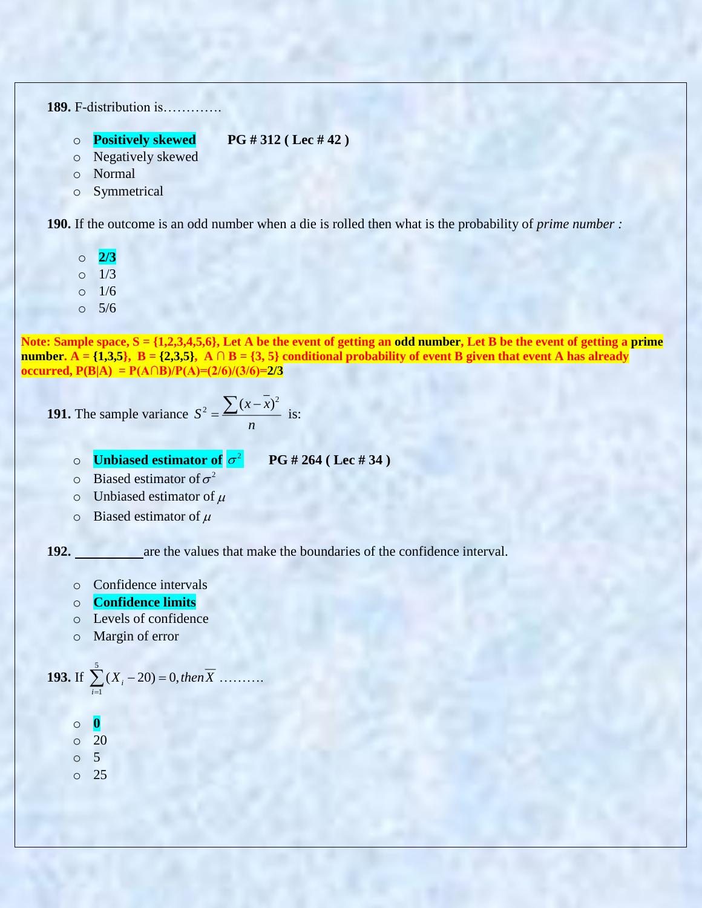**189.** F-distribution is………….

- **Positively skewed** **PG # 312 ( Lec # 42 )**
- Negatively skewed
- Normal
- Symmetrical

**190.** If the outcome is an odd number when a die is rolled then what is the probability of *prime number :*

- **2/3**
- 1/3
- 1/6
- 5/6

**Note: Sample space, S = {1,2,3,4,5,6}, Let A be the event of getting an odd number, Let B be the event of getting a prime number. A = {1,3,5}, B = {2,3,5}, A ∩ B = {3, 5} conditional probability of event B given that event A has already occurred, P(B|A) = P(A∩B)/P(A)=(2/6)/(3/6)=2/3**

**191.** The sample variance $S^2 = \dfrac{\sum (x - \bar{x})^2}{n}$ is:

- **Unbiased estimator of $\sigma^2$** **PG # 264 ( Lec # 34 )**
- Biased estimator of $\sigma^2$
- Unbiased estimator of $\mu$
- Biased estimator of $\mu$

**192.** __________ are the values that make the boundaries of the confidence interval.

- Confidence intervals
- **Confidence limits**
- Levels of confidence
- Margin of error

**193.** If $\sum_{i=1}^{5} (X_i - 20) = 0, then \overline{X}$ ……….

- **0**
- 20
- 5
- 25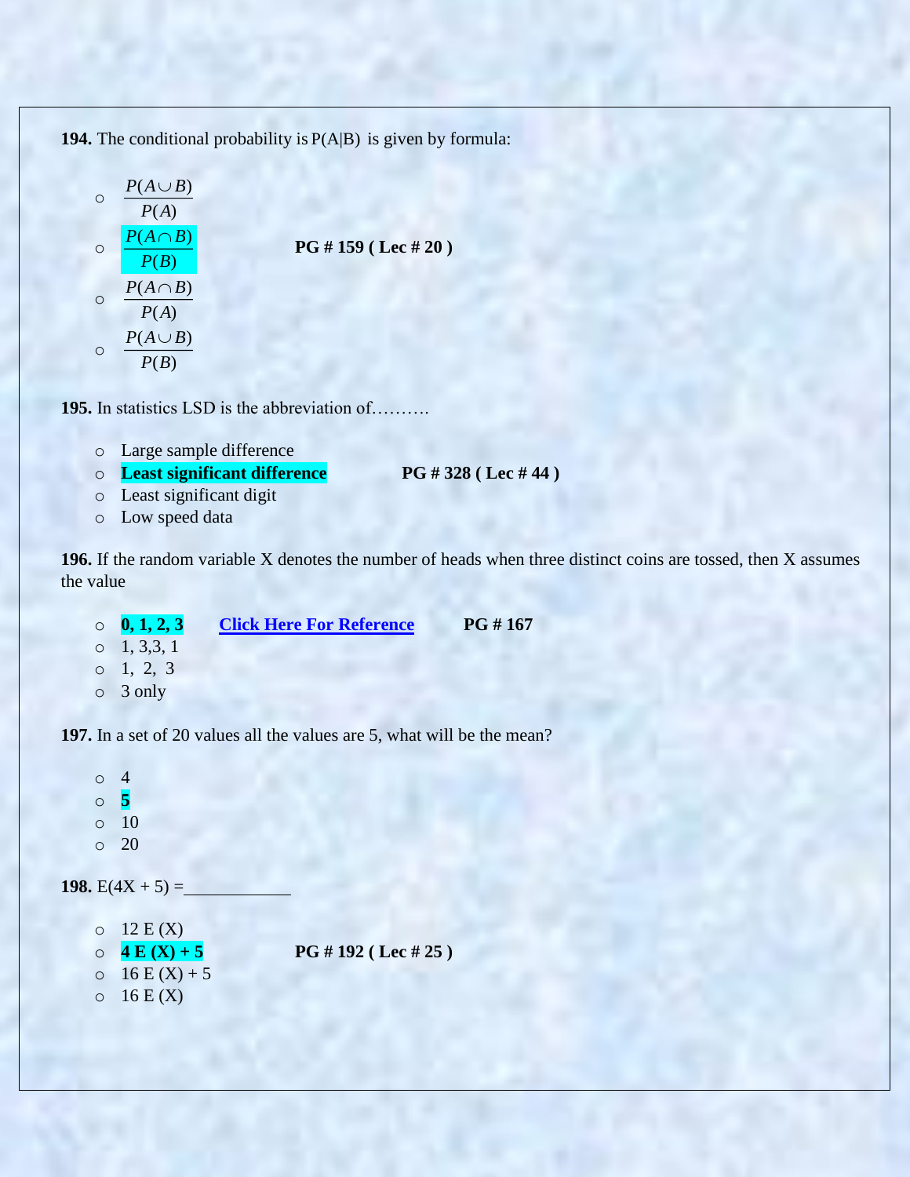**194.** The conditional probability is $P(A|B)$ is given by formula:

- $\dfrac{P(A \cup B)}{P(A)}$
- **$\dfrac{P(A \cap B)}{P(B)}$** **PG # 159 ( Lec # 20 )**
- $\dfrac{P(A \cap B)}{P(A)}$
- $\dfrac{P(A \cup B)}{P(B)}$

**195.** In statistics LSD is the abbreviation of……….

- Large sample difference
- **Least significant difference** **PG # 328 ( Lec # 44 )**
- Least significant digit
- Low speed data

**196.** If the random variable X denotes the number of heads when three distinct coins are tossed, then X assumes the value

- **0, 1, 2, 3** Click Here For Reference **PG # 167**
- 1, 3,3, 1
- 1, 2, 3
- 3 only

**197.** In a set of 20 values all the values are 5, what will be the mean?

- 4
- **5**
- 10
- 20

**198.** $E(4X + 5) =$ ____________

- 12 E (X)
- **4 E (X) + 5** **PG # 192 ( Lec # 25 )**
- 16 E (X) + 5
- 16 E (X)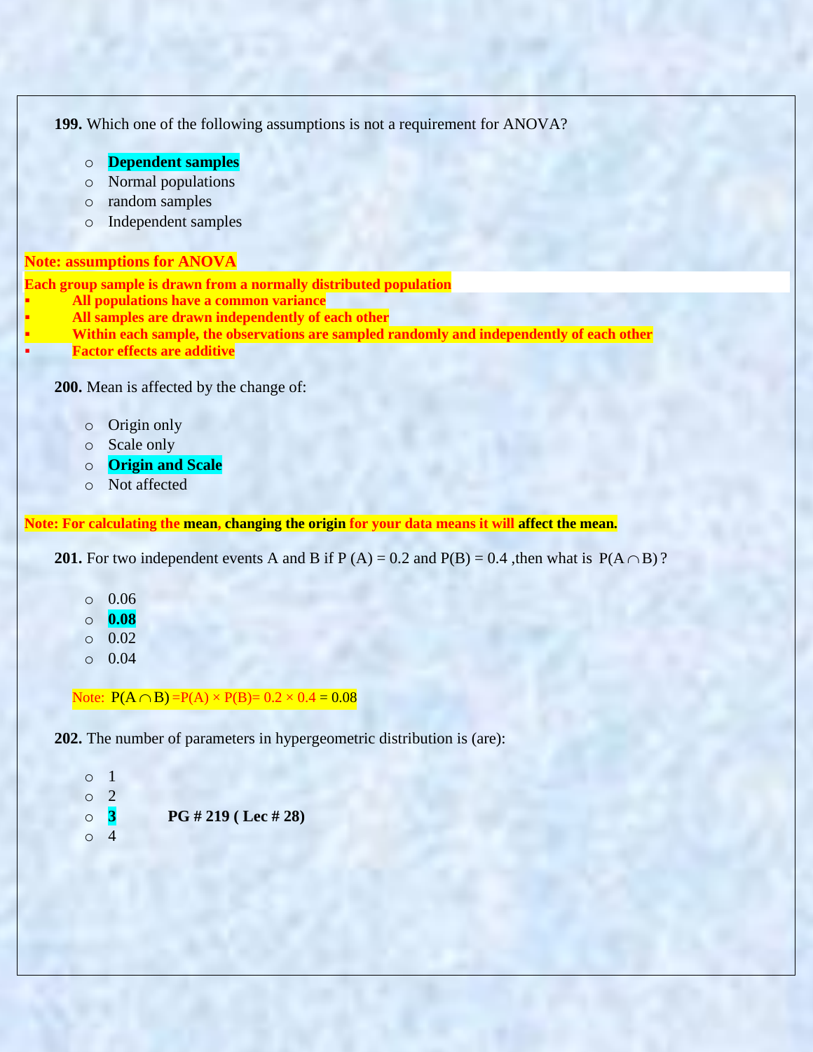**199.** Which one of the following assumptions is not a requirement for ANOVA?

- **Dependent samples**
- Normal populations
- random samples
- Independent samples

**Note: assumptions for ANOVA**

**Each group sample is drawn from a normally distributed population**

- **All populations have a common variance**
- **All samples are drawn independently of each other**
- **Within each sample, the observations are sampled randomly and independently of each other**
- **Factor effects are additive**

**200.** Mean is affected by the change of:

- Origin only
- Scale only
- **Origin and Scale**
- Not affected

**Note: For calculating the mean, changing the origin for your data means it will affect the mean.**

**201.** For two independent events A and B if P (A) = 0.2 and P(B) = 0.4 ,then what is $P(A \cap B)$?

- 0.06
- **0.08**
- 0.02
- 0.04

Note: $P(A \cap B) = P(A) \times P(B) = 0.2 \times 0.4 = 0.08$

**202.** The number of parameters in hypergeometric distribution is (are):

- 1
- 2
- **3** **PG # 219 ( Lec # 28)**
- 4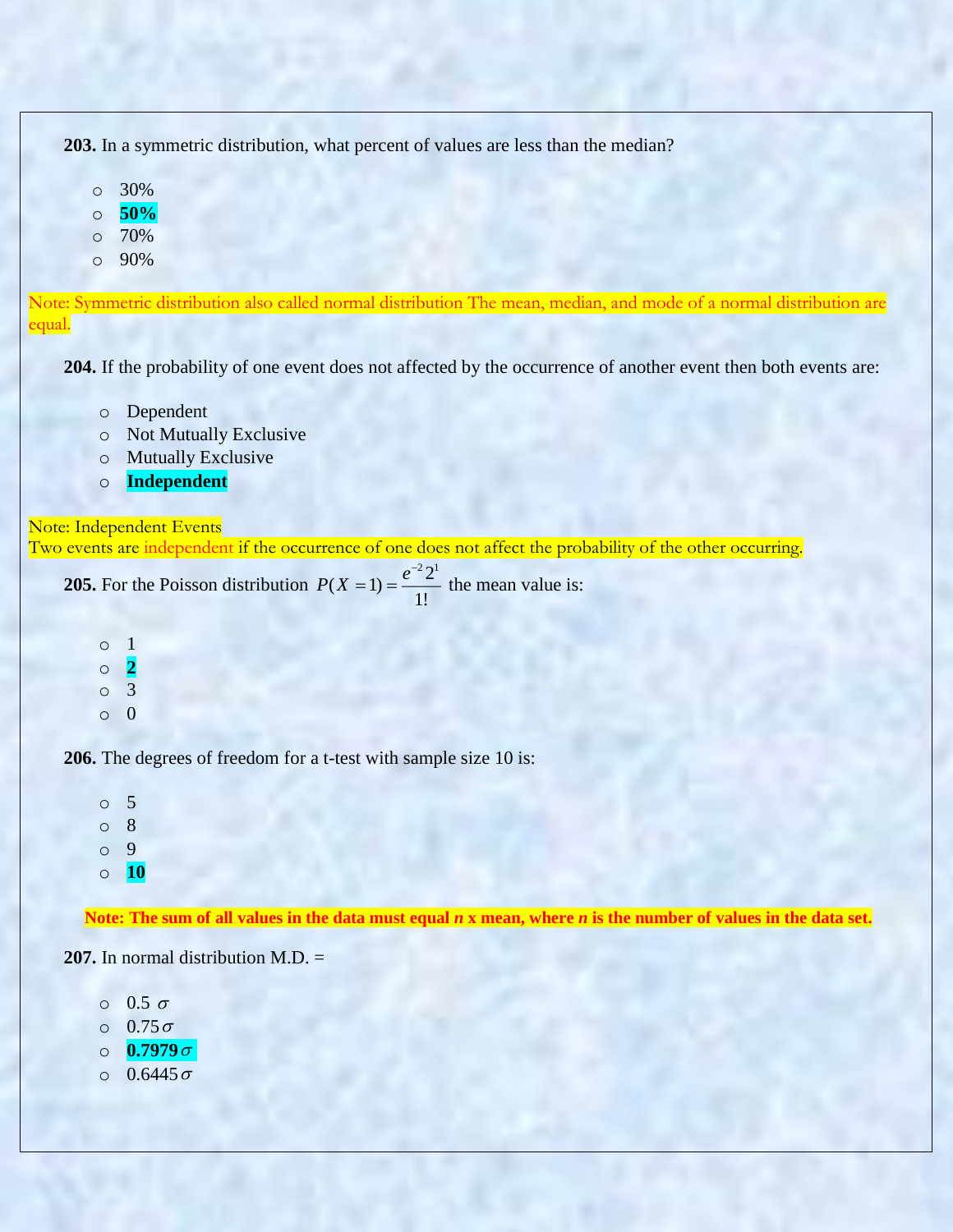**203.** In a symmetric distribution, what percent of values are less than the median?

- 30%
- **50%**
- 70%
- 90%

Note: Symmetric distribution also called normal distribution The mean, median, and mode of a normal distribution are equal.

**204.** If the probability of one event does not affected by the occurrence of another event then both events are:

- Dependent
- Not Mutually Exclusive
- Mutually Exclusive
- **Independent**

Note: Independent Events
Two events are independent if the occurrence of one does not affect the probability of the other occurring.

**205.** For the Poisson distribution $P(X=1)=\frac{e^{-2}2^{1}}{1!}$ the mean value is:

- 1
- **2**
- 3
- 0

**206.** The degrees of freedom for a t-test with sample size 10 is:

- 5
- 8
- 9
- **10**

**Note: The sum of all values in the data must equal *n* x mean, where *n* is the number of values in the data set.**

**207.** In normal distribution M.D. =

- $0.5\,\sigma$
- $0.75\sigma$
- **$0.7979\sigma$**
- $0.6445\sigma$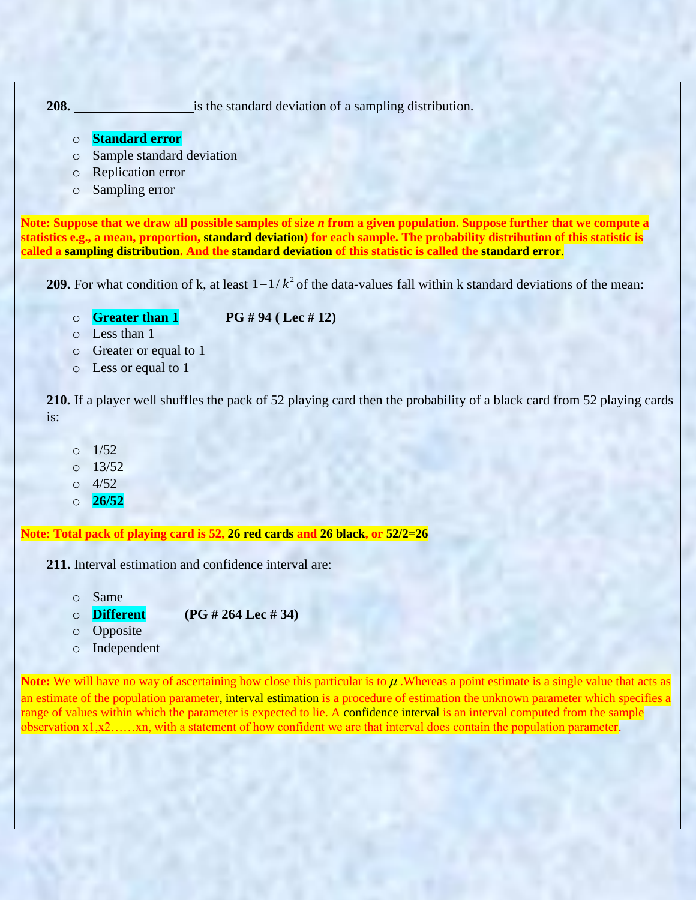**208.** _________________is the standard deviation of a sampling distribution.

- **Standard error**
- Sample standard deviation
- Replication error
- Sampling error

**Note: Suppose that we draw all possible samples of size *n* from a given population. Suppose further that we compute a statistics e.g., a mean, proportion, standard deviation) for each sample. The probability distribution of this statistic is called a sampling distribution. And the standard deviation of this statistic is called the standard error.**

**209.** For what condition of k, at least $1-1/k^2$ of the data-values fall within k standard deviations of the mean:

- **Greater than 1** **PG # 94 ( Lec # 12)**
- Less than 1
- Greater or equal to 1
- Less or equal to 1

**210.** If a player well shuffles the pack of 52 playing card then the probability of a black card from 52 playing cards is:

- 1/52
- 13/52
- 4/52
- **26/52**

**Note: Total pack of playing card is 52, 26 red cards and 26 black, or 52/2=26**

**211.** Interval estimation and confidence interval are:

- Same
- **Different** **(PG # 264 Lec # 34)**
- Opposite
- Independent

**Note:** We will have no way of ascertaining how close this particular is to $\mu$ .Whereas a point estimate is a single value that acts as an estimate of the population parameter, interval estimation is a procedure of estimation the unknown parameter which specifies a range of values within which the parameter is expected to lie. A confidence interval is an interval computed from the sample observation x1,x2……xn, with a statement of how confident we are that interval does contain the population parameter.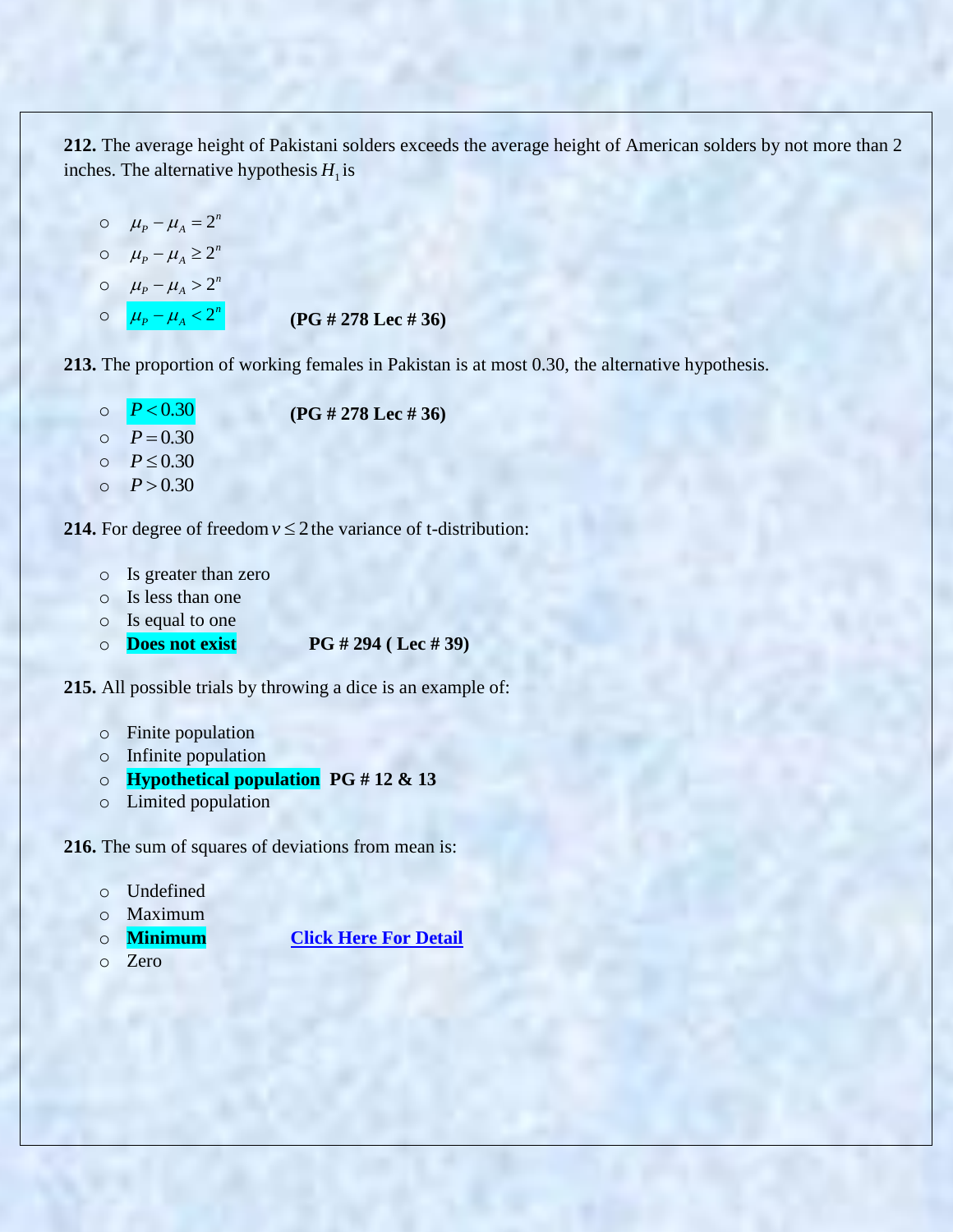**212.** The average height of Pakistani solders exceeds the average height of American solders by not more than 2 inches. The alternative hypothesis $H_1$ is

- $\mu_P - \mu_A = 2^n$
- $\mu_P - \mu_A \geq 2^n$
- $\mu_P - \mu_A > 2^n$
- $\mu_P - \mu_A < 2^n$ **(PG # 278 Lec # 36)**

**213.** The proportion of working females in Pakistan is at most 0.30, the alternative hypothesis.

- $P < 0.30$ **(PG # 278 Lec # 36)**
- $P = 0.30$
- $P \leq 0.30$
- $P > 0.30$

**214.** For degree of freedom $v \leq 2$ the variance of t-distribution:

- Is greater than zero
- Is less than one
- Is equal to one
- **Does not exist** **PG # 294 ( Lec # 39)**

**215.** All possible trials by throwing a dice is an example of:

- Finite population
- Infinite population
- **Hypothetical population** **PG # 12 & 13**
- Limited population

**216.** The sum of squares of deviations from mean is:

- Undefined
- Maximum
- **Minimum** **Click Here For Detail**
- Zero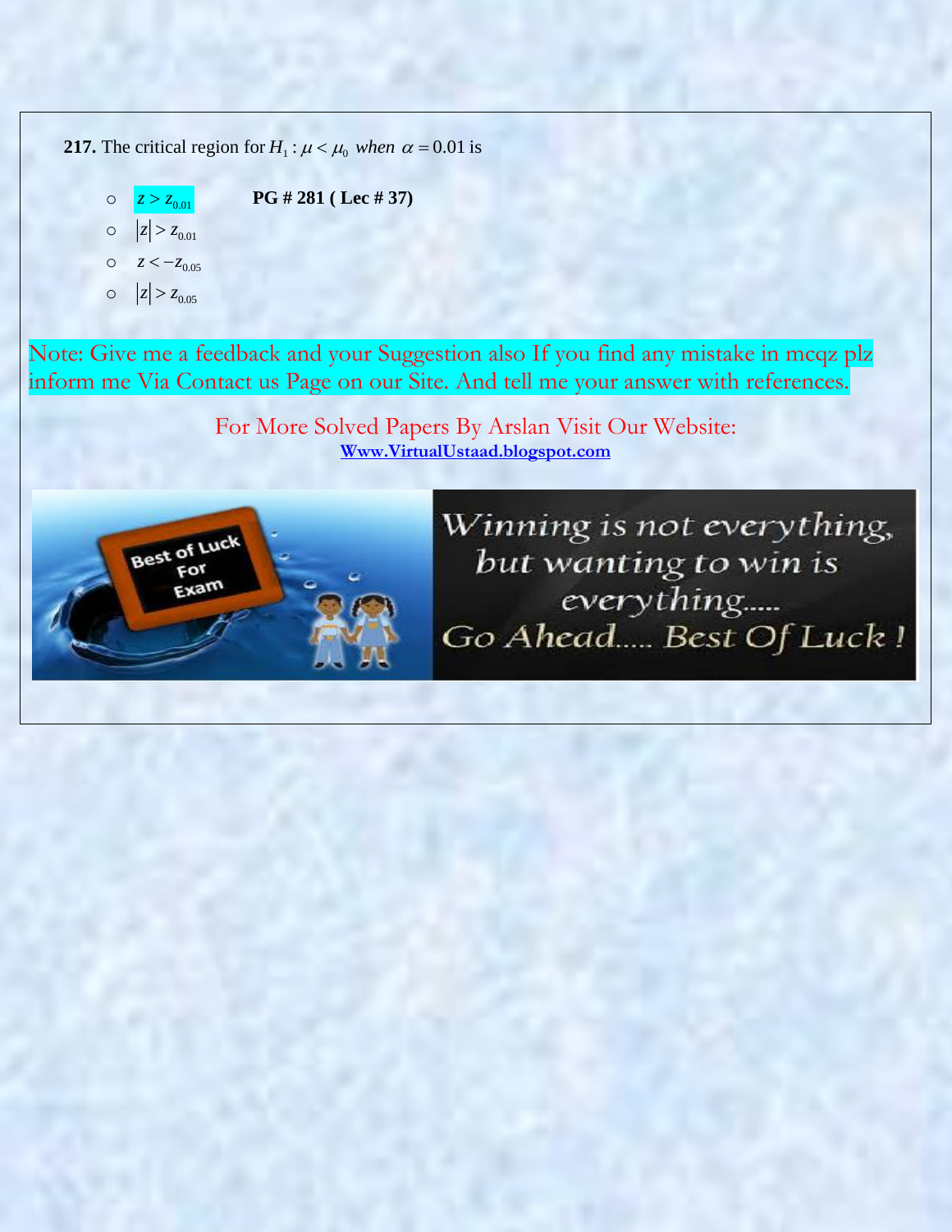**217.** The critical region for $H_1 : \mu < \mu_0$ *when* $\alpha = 0.01$ is

- $z > z_{0.01}$ **PG # 281 ( Lec # 37)**
- $|z| > z_{0.01}$
- $z < -z_{0.05}$
- $|z| > z_{0.05}$

Note: Give me a feedback and your Suggestion also If you find any mistake in mcqz plz inform me Via Contact us Page on our Site. And tell me your answer with references.

For More Solved Papers By Arslan Visit Our Website:
**Www.VirtualUstaad.blogspot.com**

Best of Luck For Exam

Winning is not everything, but wanting to win is everything..... Go Ahead..... Best Of Luck !